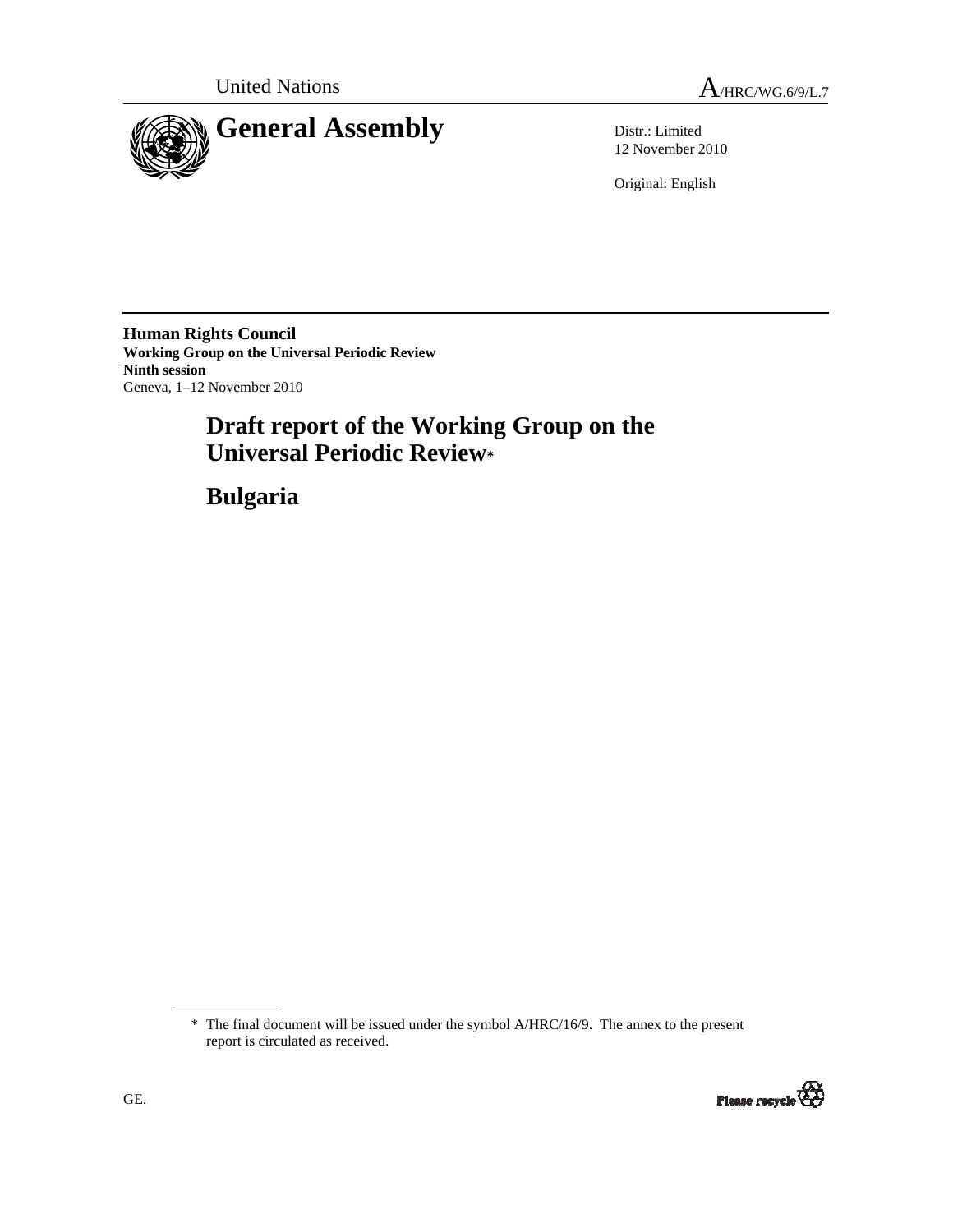United Nations

A/HRC/WG.6/9/L.7

# General Assembly

Distr.: Limited
12 November 2010

Original: English

**Human Rights Council**
**Working Group on the Universal Periodic Review**
**Ninth session**
Geneva, 1–12 November 2010

# Draft report of the Working Group on the Universal Periodic Review*

# Bulgaria

\* The final document will be issued under the symbol A/HRC/16/9. The annex to the present report is circulated as received.

GE.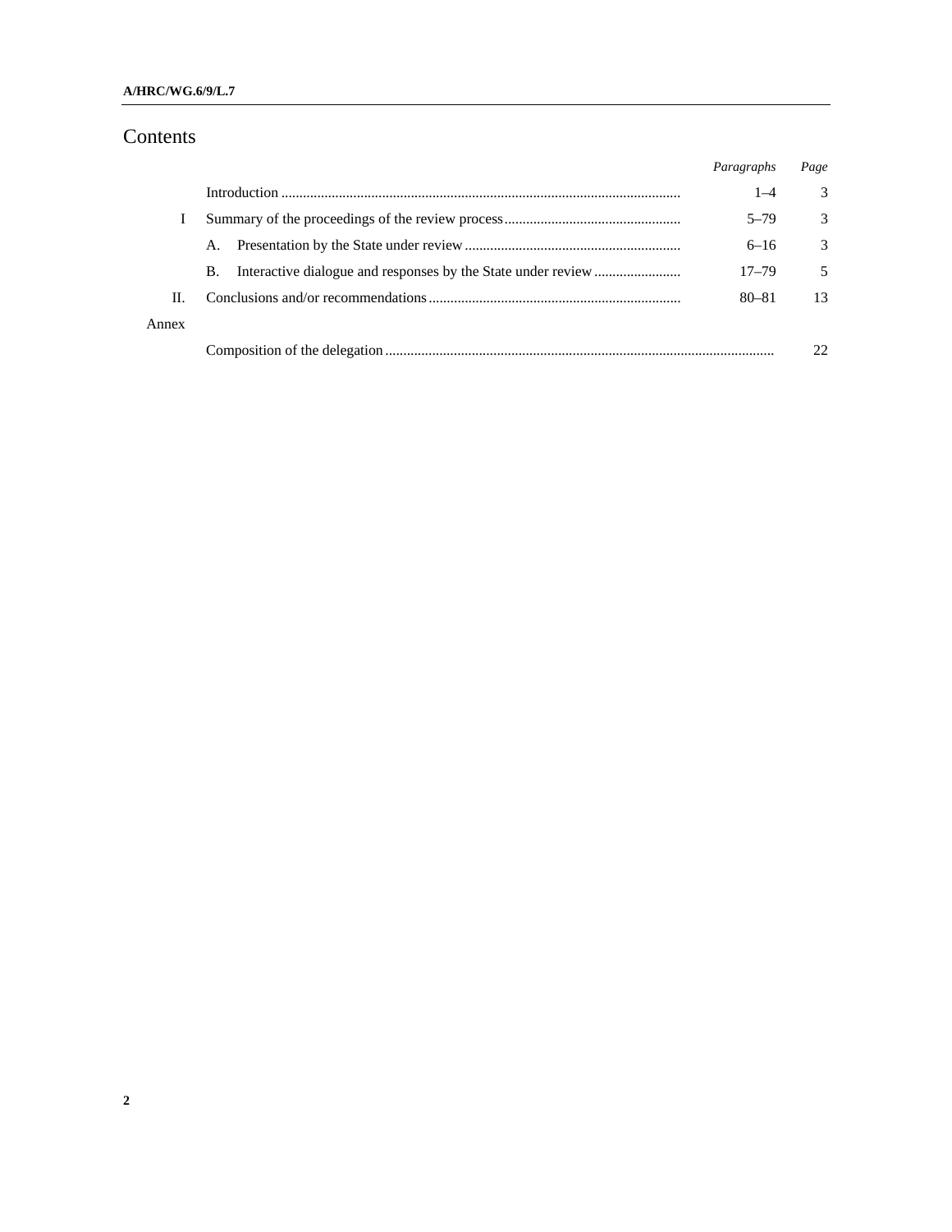# Contents

| | | Paragraphs | Page |
|---|---|---|---|
| | Introduction | 1–4 | 3 |
| I | Summary of the proceedings of the review process | 5–79 | 3 |
| | A. Presentation by the State under review | 6–16 | 3 |
| | B. Interactive dialogue and responses by the State under review | 17–79 | 5 |
| II. | Conclusions and/or recommendations | 80–81 | 13 |
| Annex | | | |
| | Composition of the delegation | | 22 |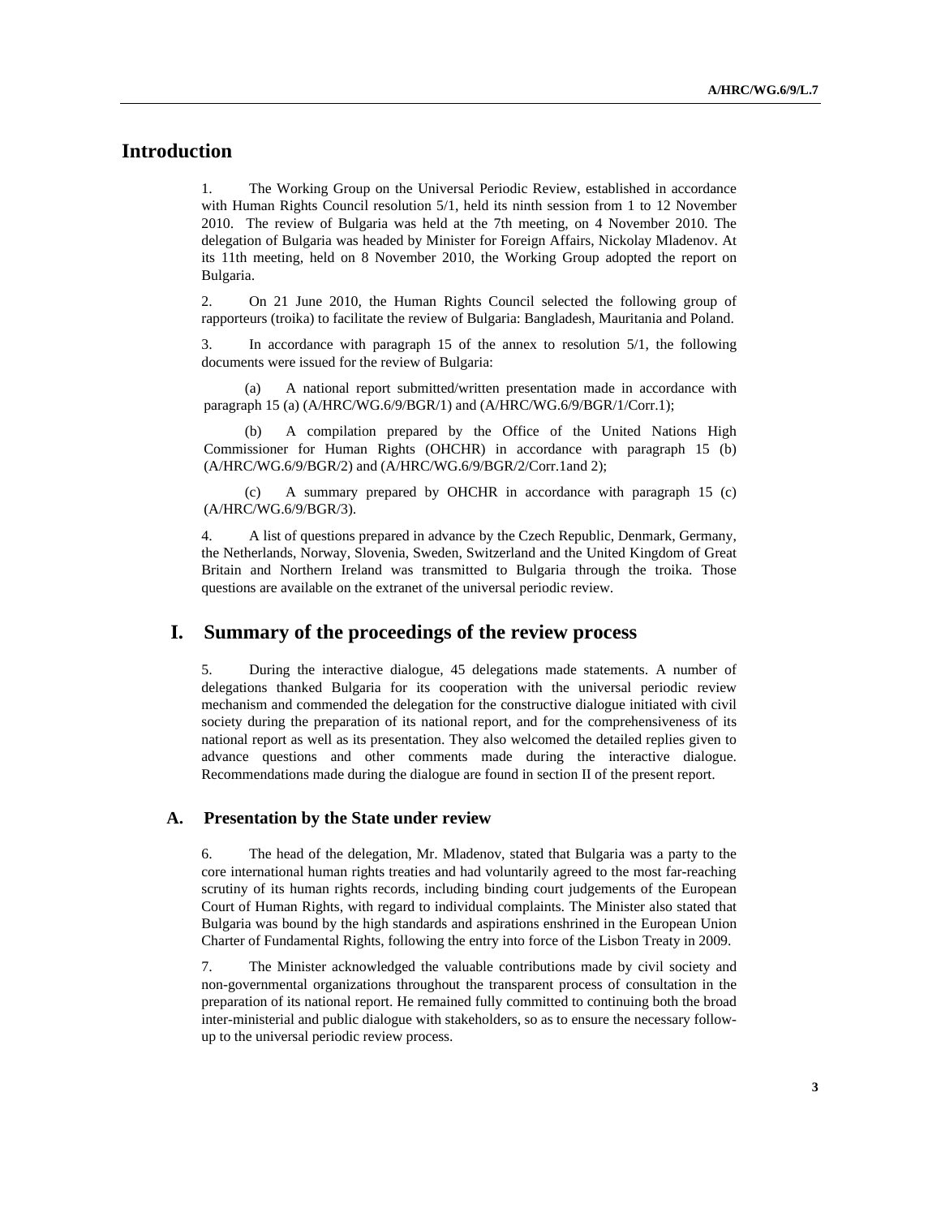# Introduction

1. The Working Group on the Universal Periodic Review, established in accordance with Human Rights Council resolution 5/1, held its ninth session from 1 to 12 November 2010. The review of Bulgaria was held at the 7th meeting, on 4 November 2010. The delegation of Bulgaria was headed by Minister for Foreign Affairs, Nickolay Mladenov. At its 11th meeting, held on 8 November 2010, the Working Group adopted the report on Bulgaria.

2. On 21 June 2010, the Human Rights Council selected the following group of rapporteurs (troika) to facilitate the review of Bulgaria: Bangladesh, Mauritania and Poland.

3. In accordance with paragraph 15 of the annex to resolution 5/1, the following documents were issued for the review of Bulgaria:

(a) A national report submitted/written presentation made in accordance with paragraph 15 (a) (A/HRC/WG.6/9/BGR/1) and (A/HRC/WG.6/9/BGR/1/Corr.1);

(b) A compilation prepared by the Office of the United Nations High Commissioner for Human Rights (OHCHR) in accordance with paragraph 15 (b) (A/HRC/WG.6/9/BGR/2) and (A/HRC/WG.6/9/BGR/2/Corr.1and 2);

(c) A summary prepared by OHCHR in accordance with paragraph 15 (c) (A/HRC/WG.6/9/BGR/3).

4. A list of questions prepared in advance by the Czech Republic, Denmark, Germany, the Netherlands, Norway, Slovenia, Sweden, Switzerland and the United Kingdom of Great Britain and Northern Ireland was transmitted to Bulgaria through the troika. Those questions are available on the extranet of the universal periodic review.

# I. Summary of the proceedings of the review process

5. During the interactive dialogue, 45 delegations made statements. A number of delegations thanked Bulgaria for its cooperation with the universal periodic review mechanism and commended the delegation for the constructive dialogue initiated with civil society during the preparation of its national report, and for the comprehensiveness of its national report as well as its presentation. They also welcomed the detailed replies given to advance questions and other comments made during the interactive dialogue. Recommendations made during the dialogue are found in section II of the present report.

## A. Presentation by the State under review

6. The head of the delegation, Mr. Mladenov, stated that Bulgaria was a party to the core international human rights treaties and had voluntarily agreed to the most far-reaching scrutiny of its human rights records, including binding court judgements of the European Court of Human Rights, with regard to individual complaints. The Minister also stated that Bulgaria was bound by the high standards and aspirations enshrined in the European Union Charter of Fundamental Rights, following the entry into force of the Lisbon Treaty in 2009.

7. The Minister acknowledged the valuable contributions made by civil society and non-governmental organizations throughout the transparent process of consultation in the preparation of its national report. He remained fully committed to continuing both the broad inter-ministerial and public dialogue with stakeholders, so as to ensure the necessary follow-up to the universal periodic review process.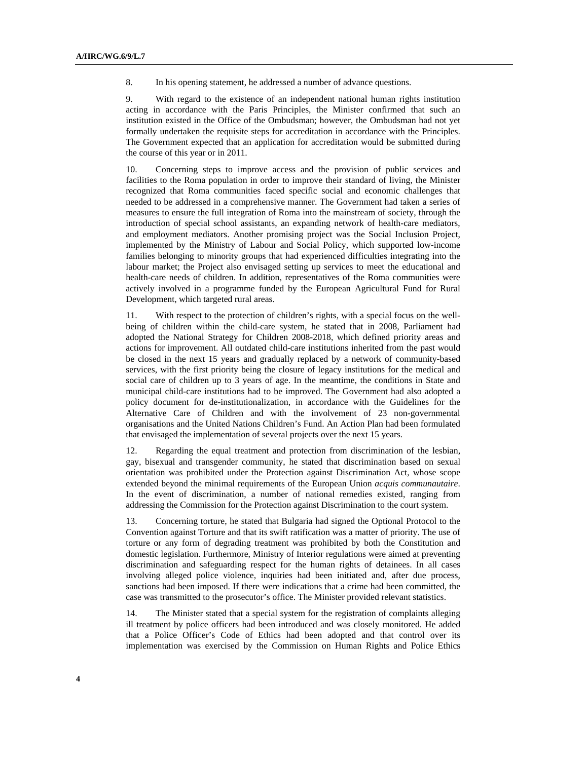8. In his opening statement, he addressed a number of advance questions.

9. With regard to the existence of an independent national human rights institution acting in accordance with the Paris Principles, the Minister confirmed that such an institution existed in the Office of the Ombudsman; however, the Ombudsman had not yet formally undertaken the requisite steps for accreditation in accordance with the Principles. The Government expected that an application for accreditation would be submitted during the course of this year or in 2011.

10. Concerning steps to improve access and the provision of public services and facilities to the Roma population in order to improve their standard of living, the Minister recognized that Roma communities faced specific social and economic challenges that needed to be addressed in a comprehensive manner. The Government had taken a series of measures to ensure the full integration of Roma into the mainstream of society, through the introduction of special school assistants, an expanding network of health-care mediators, and employment mediators. Another promising project was the Social Inclusion Project, implemented by the Ministry of Labour and Social Policy, which supported low-income families belonging to minority groups that had experienced difficulties integrating into the labour market; the Project also envisaged setting up services to meet the educational and health-care needs of children. In addition, representatives of the Roma communities were actively involved in a programme funded by the European Agricultural Fund for Rural Development, which targeted rural areas.

11. With respect to the protection of children's rights, with a special focus on the well-being of children within the child-care system, he stated that in 2008, Parliament had adopted the National Strategy for Children 2008-2018, which defined priority areas and actions for improvement. All outdated child-care institutions inherited from the past would be closed in the next 15 years and gradually replaced by a network of community-based services, with the first priority being the closure of legacy institutions for the medical and social care of children up to 3 years of age. In the meantime, the conditions in State and municipal child-care institutions had to be improved. The Government had also adopted a policy document for de-institutionalization, in accordance with the Guidelines for the Alternative Care of Children and with the involvement of 23 non-governmental organisations and the United Nations Children's Fund. An Action Plan had been formulated that envisaged the implementation of several projects over the next 15 years.

12. Regarding the equal treatment and protection from discrimination of the lesbian, gay, bisexual and transgender community, he stated that discrimination based on sexual orientation was prohibited under the Protection against Discrimination Act, whose scope extended beyond the minimal requirements of the European Union *acquis communautaire*. In the event of discrimination, a number of national remedies existed, ranging from addressing the Commission for the Protection against Discrimination to the court system.

13. Concerning torture, he stated that Bulgaria had signed the Optional Protocol to the Convention against Torture and that its swift ratification was a matter of priority. The use of torture or any form of degrading treatment was prohibited by both the Constitution and domestic legislation. Furthermore, Ministry of Interior regulations were aimed at preventing discrimination and safeguarding respect for the human rights of detainees. In all cases involving alleged police violence, inquiries had been initiated and, after due process, sanctions had been imposed. If there were indications that a crime had been committed, the case was transmitted to the prosecutor's office. The Minister provided relevant statistics.

14. The Minister stated that a special system for the registration of complaints alleging ill treatment by police officers had been introduced and was closely monitored. He added that a Police Officer's Code of Ethics had been adopted and that control over its implementation was exercised by the Commission on Human Rights and Police Ethics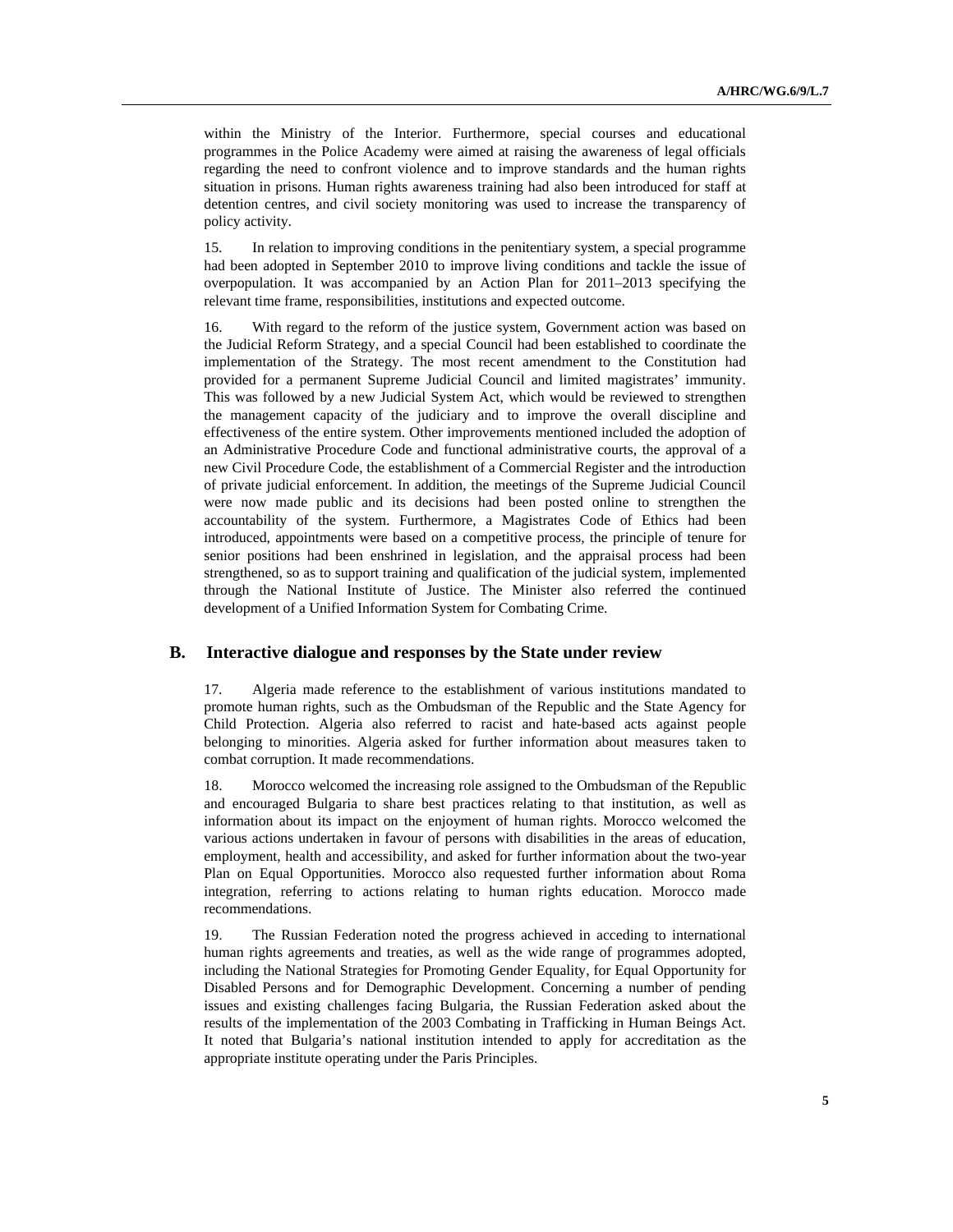within the Ministry of the Interior. Furthermore, special courses and educational programmes in the Police Academy were aimed at raising the awareness of legal officials regarding the need to confront violence and to improve standards and the human rights situation in prisons. Human rights awareness training had also been introduced for staff at detention centres, and civil society monitoring was used to increase the transparency of policy activity.

15. In relation to improving conditions in the penitentiary system, a special programme had been adopted in September 2010 to improve living conditions and tackle the issue of overpopulation. It was accompanied by an Action Plan for 2011–2013 specifying the relevant time frame, responsibilities, institutions and expected outcome.

16. With regard to the reform of the justice system, Government action was based on the Judicial Reform Strategy, and a special Council had been established to coordinate the implementation of the Strategy. The most recent amendment to the Constitution had provided for a permanent Supreme Judicial Council and limited magistrates' immunity. This was followed by a new Judicial System Act, which would be reviewed to strengthen the management capacity of the judiciary and to improve the overall discipline and effectiveness of the entire system. Other improvements mentioned included the adoption of an Administrative Procedure Code and functional administrative courts, the approval of a new Civil Procedure Code, the establishment of a Commercial Register and the introduction of private judicial enforcement. In addition, the meetings of the Supreme Judicial Council were now made public and its decisions had been posted online to strengthen the accountability of the system. Furthermore, a Magistrates Code of Ethics had been introduced, appointments were based on a competitive process, the principle of tenure for senior positions had been enshrined in legislation, and the appraisal process had been strengthened, so as to support training and qualification of the judicial system, implemented through the National Institute of Justice. The Minister also referred the continued development of a Unified Information System for Combating Crime.

## B. Interactive dialogue and responses by the State under review

17. Algeria made reference to the establishment of various institutions mandated to promote human rights, such as the Ombudsman of the Republic and the State Agency for Child Protection. Algeria also referred to racist and hate-based acts against people belonging to minorities. Algeria asked for further information about measures taken to combat corruption. It made recommendations.

18. Morocco welcomed the increasing role assigned to the Ombudsman of the Republic and encouraged Bulgaria to share best practices relating to that institution, as well as information about its impact on the enjoyment of human rights. Morocco welcomed the various actions undertaken in favour of persons with disabilities in the areas of education, employment, health and accessibility, and asked for further information about the two-year Plan on Equal Opportunities. Morocco also requested further information about Roma integration, referring to actions relating to human rights education. Morocco made recommendations.

19. The Russian Federation noted the progress achieved in acceding to international human rights agreements and treaties, as well as the wide range of programmes adopted, including the National Strategies for Promoting Gender Equality, for Equal Opportunity for Disabled Persons and for Demographic Development. Concerning a number of pending issues and existing challenges facing Bulgaria, the Russian Federation asked about the results of the implementation of the 2003 Combating in Trafficking in Human Beings Act. It noted that Bulgaria's national institution intended to apply for accreditation as the appropriate institute operating under the Paris Principles.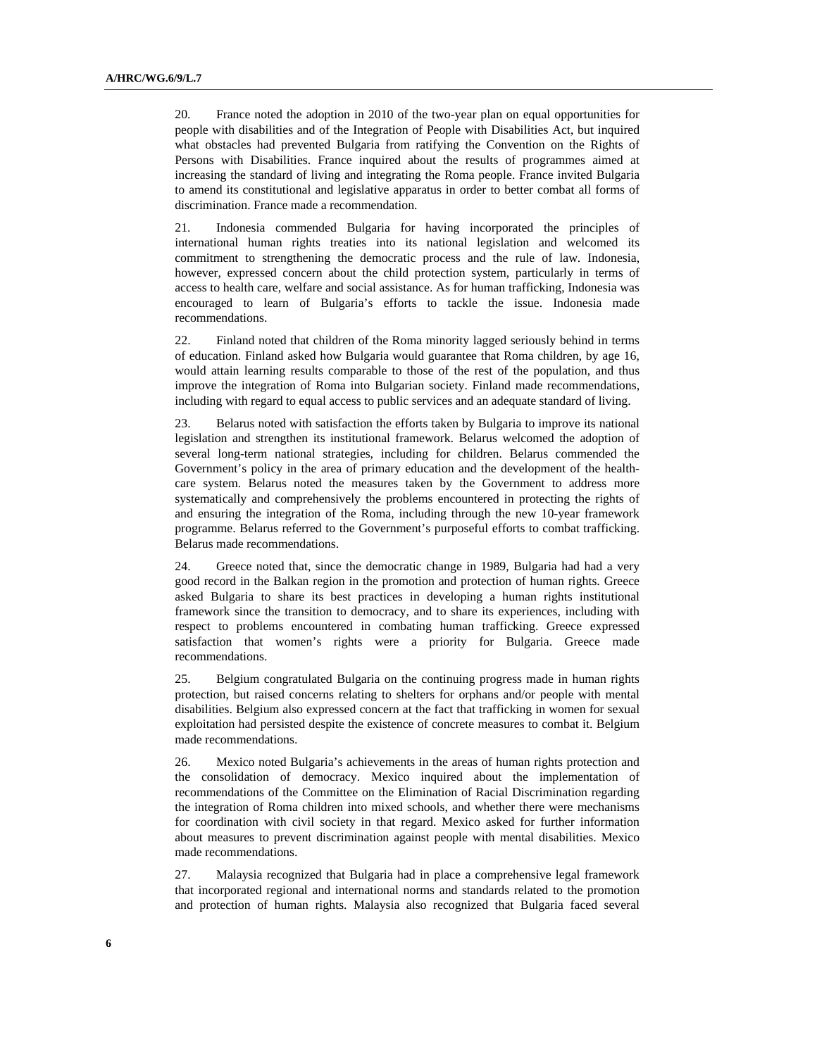20. France noted the adoption in 2010 of the two-year plan on equal opportunities for people with disabilities and of the Integration of People with Disabilities Act, but inquired what obstacles had prevented Bulgaria from ratifying the Convention on the Rights of Persons with Disabilities. France inquired about the results of programmes aimed at increasing the standard of living and integrating the Roma people. France invited Bulgaria to amend its constitutional and legislative apparatus in order to better combat all forms of discrimination. France made a recommendation.

21. Indonesia commended Bulgaria for having incorporated the principles of international human rights treaties into its national legislation and welcomed its commitment to strengthening the democratic process and the rule of law. Indonesia, however, expressed concern about the child protection system, particularly in terms of access to health care, welfare and social assistance. As for human trafficking, Indonesia was encouraged to learn of Bulgaria's efforts to tackle the issue. Indonesia made recommendations.

22. Finland noted that children of the Roma minority lagged seriously behind in terms of education. Finland asked how Bulgaria would guarantee that Roma children, by age 16, would attain learning results comparable to those of the rest of the population, and thus improve the integration of Roma into Bulgarian society. Finland made recommendations, including with regard to equal access to public services and an adequate standard of living.

23. Belarus noted with satisfaction the efforts taken by Bulgaria to improve its national legislation and strengthen its institutional framework. Belarus welcomed the adoption of several long-term national strategies, including for children. Belarus commended the Government's policy in the area of primary education and the development of the health-care system. Belarus noted the measures taken by the Government to address more systematically and comprehensively the problems encountered in protecting the rights of and ensuring the integration of the Roma, including through the new 10-year framework programme. Belarus referred to the Government's purposeful efforts to combat trafficking. Belarus made recommendations.

24. Greece noted that, since the democratic change in 1989, Bulgaria had had a very good record in the Balkan region in the promotion and protection of human rights. Greece asked Bulgaria to share its best practices in developing a human rights institutional framework since the transition to democracy, and to share its experiences, including with respect to problems encountered in combating human trafficking. Greece expressed satisfaction that women's rights were a priority for Bulgaria. Greece made recommendations.

25. Belgium congratulated Bulgaria on the continuing progress made in human rights protection, but raised concerns relating to shelters for orphans and/or people with mental disabilities. Belgium also expressed concern at the fact that trafficking in women for sexual exploitation had persisted despite the existence of concrete measures to combat it. Belgium made recommendations.

26. Mexico noted Bulgaria's achievements in the areas of human rights protection and the consolidation of democracy. Mexico inquired about the implementation of recommendations of the Committee on the Elimination of Racial Discrimination regarding the integration of Roma children into mixed schools, and whether there were mechanisms for coordination with civil society in that regard. Mexico asked for further information about measures to prevent discrimination against people with mental disabilities. Mexico made recommendations.

27. Malaysia recognized that Bulgaria had in place a comprehensive legal framework that incorporated regional and international norms and standards related to the promotion and protection of human rights. Malaysia also recognized that Bulgaria faced several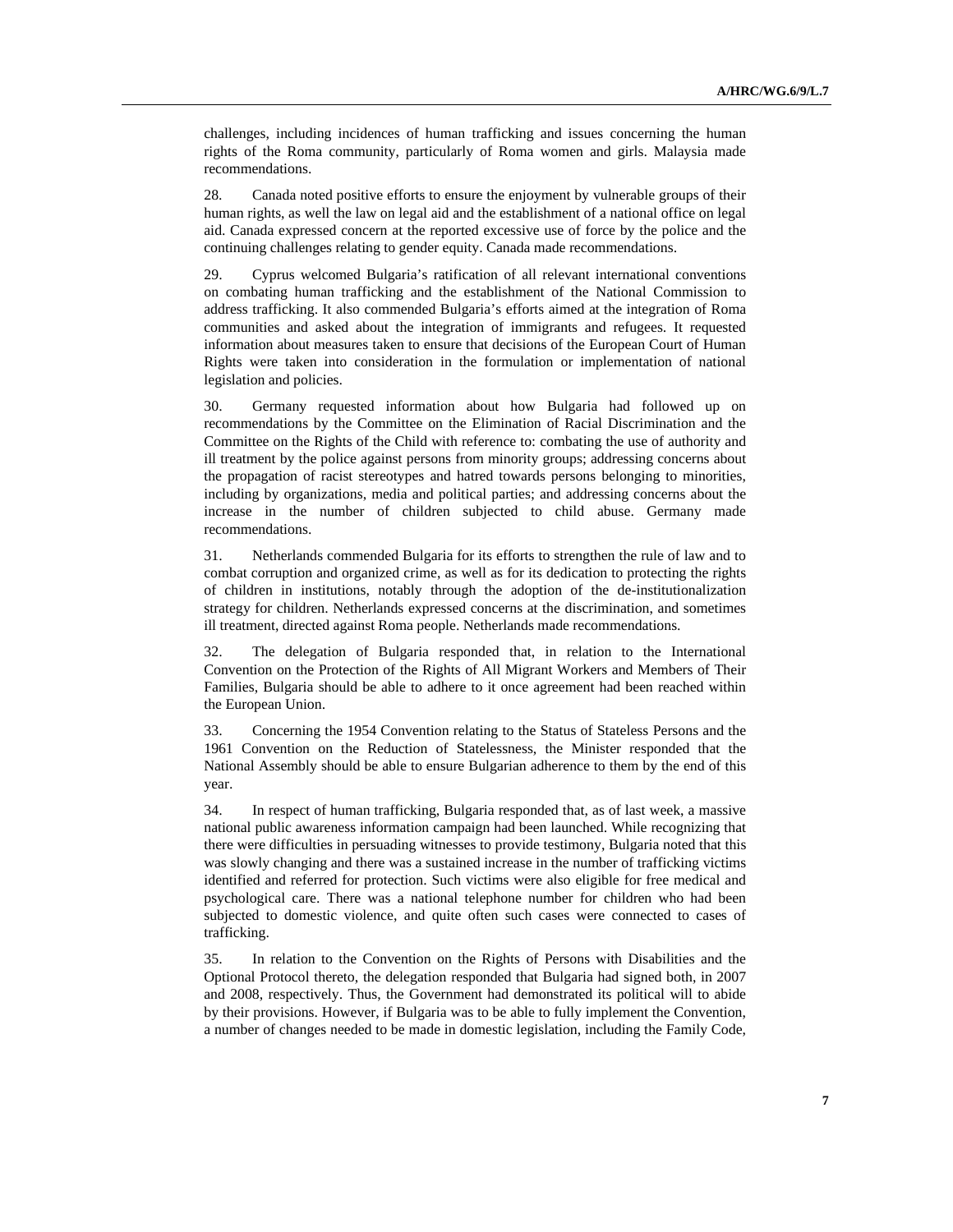challenges, including incidences of human trafficking and issues concerning the human rights of the Roma community, particularly of Roma women and girls. Malaysia made recommendations.

28. Canada noted positive efforts to ensure the enjoyment by vulnerable groups of their human rights, as well the law on legal aid and the establishment of a national office on legal aid. Canada expressed concern at the reported excessive use of force by the police and the continuing challenges relating to gender equity. Canada made recommendations.

29. Cyprus welcomed Bulgaria's ratification of all relevant international conventions on combating human trafficking and the establishment of the National Commission to address trafficking. It also commended Bulgaria's efforts aimed at the integration of Roma communities and asked about the integration of immigrants and refugees. It requested information about measures taken to ensure that decisions of the European Court of Human Rights were taken into consideration in the formulation or implementation of national legislation and policies.

30. Germany requested information about how Bulgaria had followed up on recommendations by the Committee on the Elimination of Racial Discrimination and the Committee on the Rights of the Child with reference to: combating the use of authority and ill treatment by the police against persons from minority groups; addressing concerns about the propagation of racist stereotypes and hatred towards persons belonging to minorities, including by organizations, media and political parties; and addressing concerns about the increase in the number of children subjected to child abuse. Germany made recommendations.

31. Netherlands commended Bulgaria for its efforts to strengthen the rule of law and to combat corruption and organized crime, as well as for its dedication to protecting the rights of children in institutions, notably through the adoption of the de-institutionalization strategy for children. Netherlands expressed concerns at the discrimination, and sometimes ill treatment, directed against Roma people. Netherlands made recommendations.

32. The delegation of Bulgaria responded that, in relation to the International Convention on the Protection of the Rights of All Migrant Workers and Members of Their Families, Bulgaria should be able to adhere to it once agreement had been reached within the European Union.

33. Concerning the 1954 Convention relating to the Status of Stateless Persons and the 1961 Convention on the Reduction of Statelessness, the Minister responded that the National Assembly should be able to ensure Bulgarian adherence to them by the end of this year.

34. In respect of human trafficking, Bulgaria responded that, as of last week, a massive national public awareness information campaign had been launched. While recognizing that there were difficulties in persuading witnesses to provide testimony, Bulgaria noted that this was slowly changing and there was a sustained increase in the number of trafficking victims identified and referred for protection. Such victims were also eligible for free medical and psychological care. There was a national telephone number for children who had been subjected to domestic violence, and quite often such cases were connected to cases of trafficking.

35. In relation to the Convention on the Rights of Persons with Disabilities and the Optional Protocol thereto, the delegation responded that Bulgaria had signed both, in 2007 and 2008, respectively. Thus, the Government had demonstrated its political will to abide by their provisions. However, if Bulgaria was to be able to fully implement the Convention, a number of changes needed to be made in domestic legislation, including the Family Code,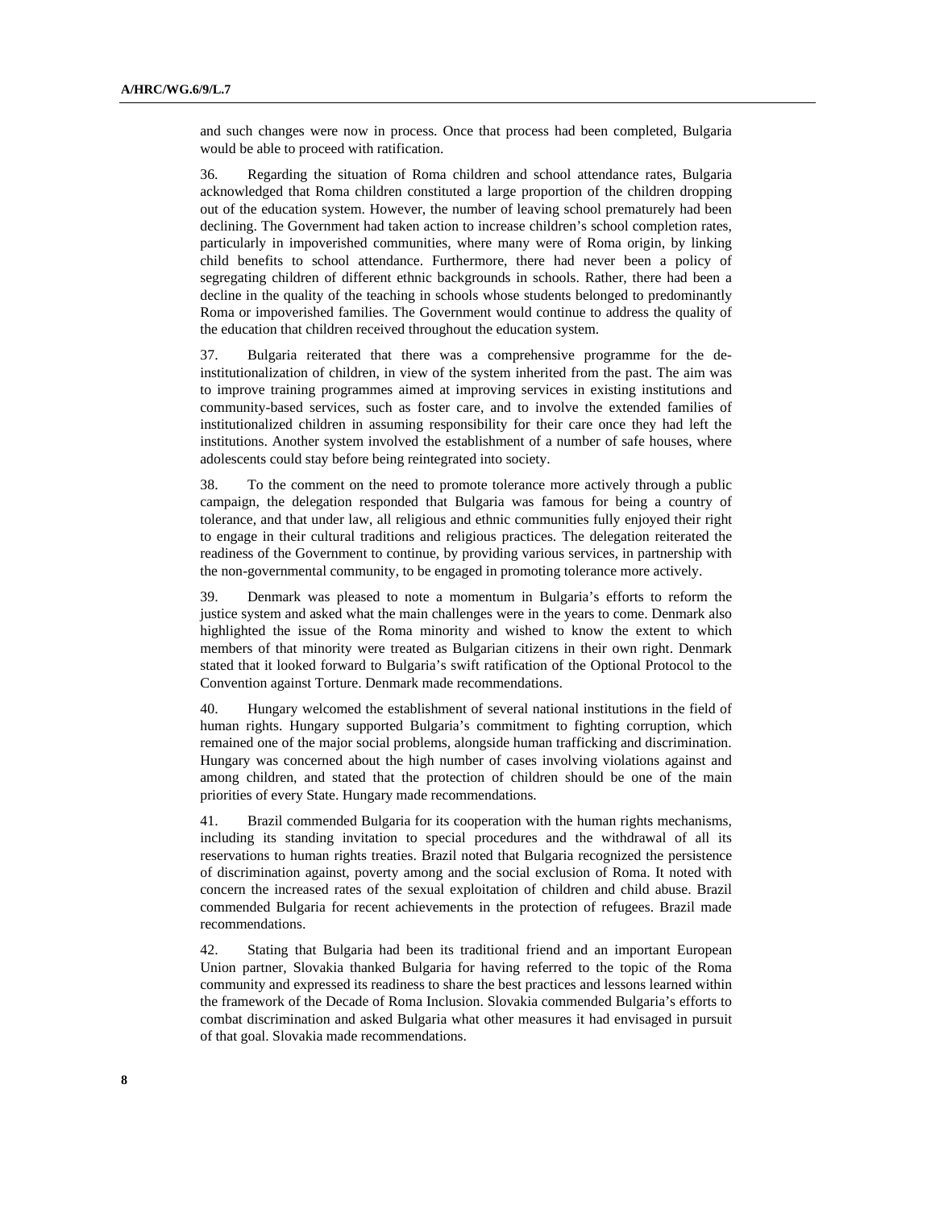and such changes were now in process. Once that process had been completed, Bulgaria would be able to proceed with ratification.

36. Regarding the situation of Roma children and school attendance rates, Bulgaria acknowledged that Roma children constituted a large proportion of the children dropping out of the education system. However, the number of leaving school prematurely had been declining. The Government had taken action to increase children's school completion rates, particularly in impoverished communities, where many were of Roma origin, by linking child benefits to school attendance. Furthermore, there had never been a policy of segregating children of different ethnic backgrounds in schools. Rather, there had been a decline in the quality of the teaching in schools whose students belonged to predominantly Roma or impoverished families. The Government would continue to address the quality of the education that children received throughout the education system.

37. Bulgaria reiterated that there was a comprehensive programme for the de-institutionalization of children, in view of the system inherited from the past. The aim was to improve training programmes aimed at improving services in existing institutions and community-based services, such as foster care, and to involve the extended families of institutionalized children in assuming responsibility for their care once they had left the institutions. Another system involved the establishment of a number of safe houses, where adolescents could stay before being reintegrated into society.

38. To the comment on the need to promote tolerance more actively through a public campaign, the delegation responded that Bulgaria was famous for being a country of tolerance, and that under law, all religious and ethnic communities fully enjoyed their right to engage in their cultural traditions and religious practices. The delegation reiterated the readiness of the Government to continue, by providing various services, in partnership with the non-governmental community, to be engaged in promoting tolerance more actively.

39. Denmark was pleased to note a momentum in Bulgaria's efforts to reform the justice system and asked what the main challenges were in the years to come. Denmark also highlighted the issue of the Roma minority and wished to know the extent to which members of that minority were treated as Bulgarian citizens in their own right. Denmark stated that it looked forward to Bulgaria's swift ratification of the Optional Protocol to the Convention against Torture. Denmark made recommendations.

40. Hungary welcomed the establishment of several national institutions in the field of human rights. Hungary supported Bulgaria's commitment to fighting corruption, which remained one of the major social problems, alongside human trafficking and discrimination. Hungary was concerned about the high number of cases involving violations against and among children, and stated that the protection of children should be one of the main priorities of every State. Hungary made recommendations.

41. Brazil commended Bulgaria for its cooperation with the human rights mechanisms, including its standing invitation to special procedures and the withdrawal of all its reservations to human rights treaties. Brazil noted that Bulgaria recognized the persistence of discrimination against, poverty among and the social exclusion of Roma. It noted with concern the increased rates of the sexual exploitation of children and child abuse. Brazil commended Bulgaria for recent achievements in the protection of refugees. Brazil made recommendations.

42. Stating that Bulgaria had been its traditional friend and an important European Union partner, Slovakia thanked Bulgaria for having referred to the topic of the Roma community and expressed its readiness to share the best practices and lessons learned within the framework of the Decade of Roma Inclusion. Slovakia commended Bulgaria's efforts to combat discrimination and asked Bulgaria what other measures it had envisaged in pursuit of that goal. Slovakia made recommendations.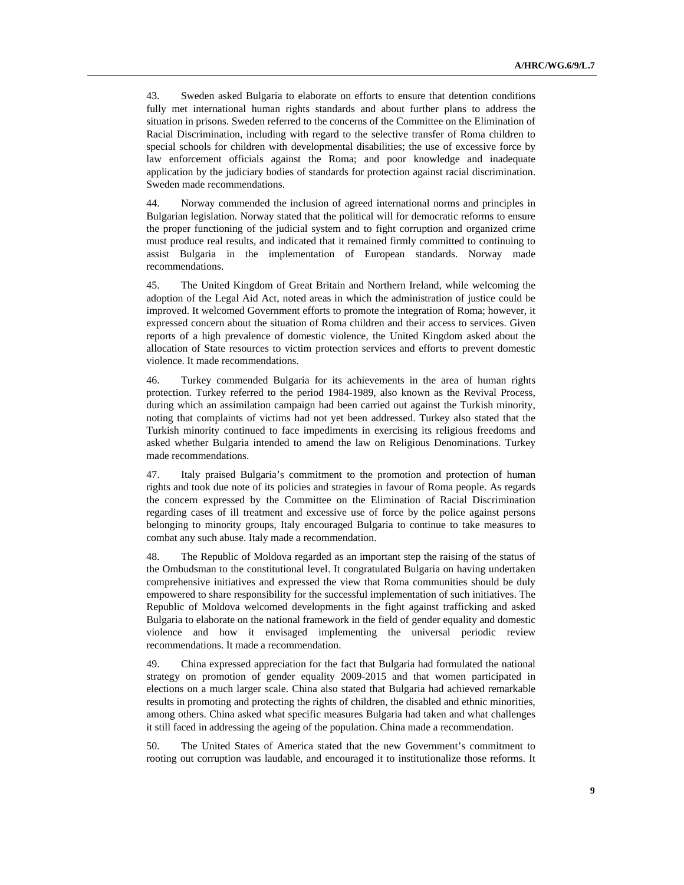43. Sweden asked Bulgaria to elaborate on efforts to ensure that detention conditions fully met international human rights standards and about further plans to address the situation in prisons. Sweden referred to the concerns of the Committee on the Elimination of Racial Discrimination, including with regard to the selective transfer of Roma children to special schools for children with developmental disabilities; the use of excessive force by law enforcement officials against the Roma; and poor knowledge and inadequate application by the judiciary bodies of standards for protection against racial discrimination. Sweden made recommendations.

44. Norway commended the inclusion of agreed international norms and principles in Bulgarian legislation. Norway stated that the political will for democratic reforms to ensure the proper functioning of the judicial system and to fight corruption and organized crime must produce real results, and indicated that it remained firmly committed to continuing to assist Bulgaria in the implementation of European standards. Norway made recommendations.

45. The United Kingdom of Great Britain and Northern Ireland, while welcoming the adoption of the Legal Aid Act, noted areas in which the administration of justice could be improved. It welcomed Government efforts to promote the integration of Roma; however, it expressed concern about the situation of Roma children and their access to services. Given reports of a high prevalence of domestic violence, the United Kingdom asked about the allocation of State resources to victim protection services and efforts to prevent domestic violence. It made recommendations.

46. Turkey commended Bulgaria for its achievements in the area of human rights protection. Turkey referred to the period 1984-1989, also known as the Revival Process, during which an assimilation campaign had been carried out against the Turkish minority, noting that complaints of victims had not yet been addressed. Turkey also stated that the Turkish minority continued to face impediments in exercising its religious freedoms and asked whether Bulgaria intended to amend the law on Religious Denominations. Turkey made recommendations.

47. Italy praised Bulgaria's commitment to the promotion and protection of human rights and took due note of its policies and strategies in favour of Roma people. As regards the concern expressed by the Committee on the Elimination of Racial Discrimination regarding cases of ill treatment and excessive use of force by the police against persons belonging to minority groups, Italy encouraged Bulgaria to continue to take measures to combat any such abuse. Italy made a recommendation.

48. The Republic of Moldova regarded as an important step the raising of the status of the Ombudsman to the constitutional level. It congratulated Bulgaria on having undertaken comprehensive initiatives and expressed the view that Roma communities should be duly empowered to share responsibility for the successful implementation of such initiatives. The Republic of Moldova welcomed developments in the fight against trafficking and asked Bulgaria to elaborate on the national framework in the field of gender equality and domestic violence and how it envisaged implementing the universal periodic review recommendations. It made a recommendation.

49. China expressed appreciation for the fact that Bulgaria had formulated the national strategy on promotion of gender equality 2009-2015 and that women participated in elections on a much larger scale. China also stated that Bulgaria had achieved remarkable results in promoting and protecting the rights of children, the disabled and ethnic minorities, among others. China asked what specific measures Bulgaria had taken and what challenges it still faced in addressing the ageing of the population. China made a recommendation.

50. The United States of America stated that the new Government's commitment to rooting out corruption was laudable, and encouraged it to institutionalize those reforms. It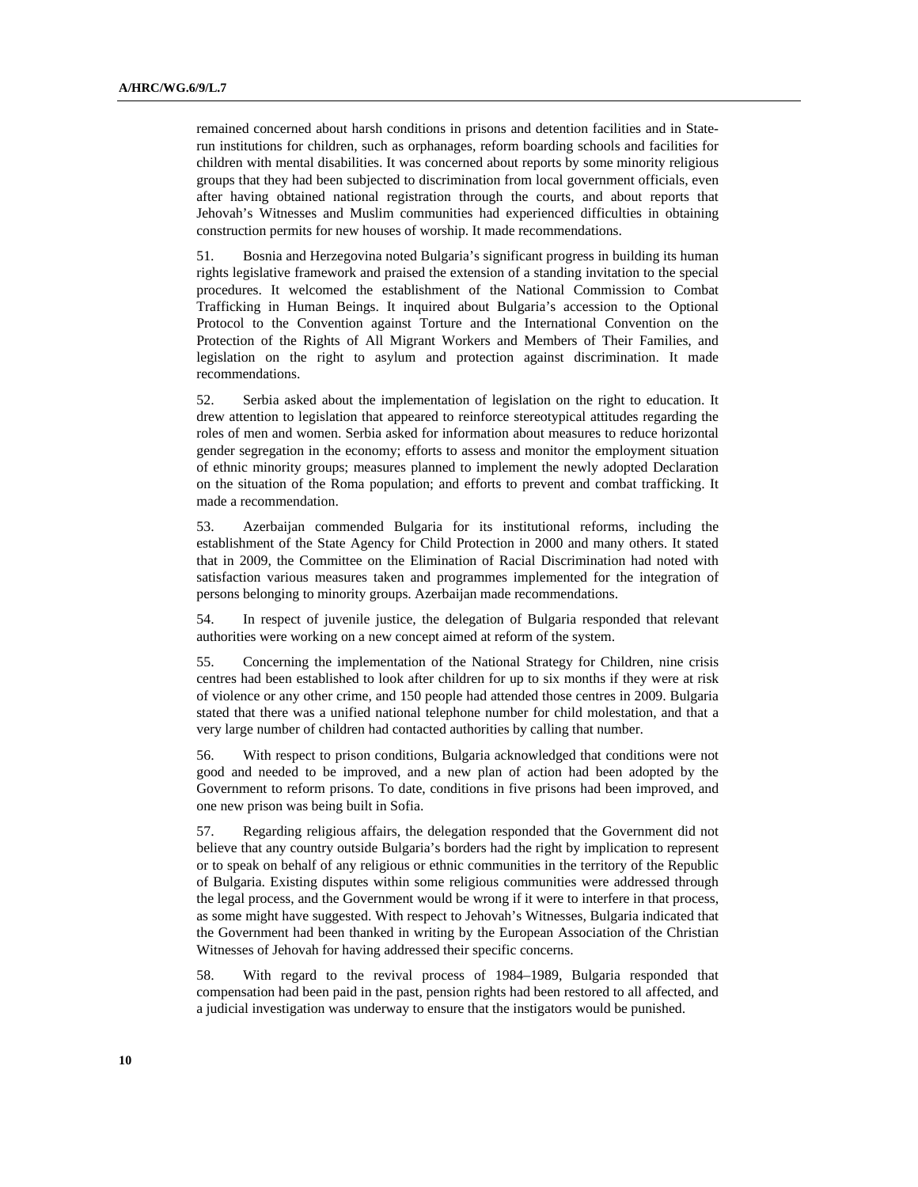remained concerned about harsh conditions in prisons and detention facilities and in State-run institutions for children, such as orphanages, reform boarding schools and facilities for children with mental disabilities. It was concerned about reports by some minority religious groups that they had been subjected to discrimination from local government officials, even after having obtained national registration through the courts, and about reports that Jehovah's Witnesses and Muslim communities had experienced difficulties in obtaining construction permits for new houses of worship. It made recommendations.

51. Bosnia and Herzegovina noted Bulgaria's significant progress in building its human rights legislative framework and praised the extension of a standing invitation to the special procedures. It welcomed the establishment of the National Commission to Combat Trafficking in Human Beings. It inquired about Bulgaria's accession to the Optional Protocol to the Convention against Torture and the International Convention on the Protection of the Rights of All Migrant Workers and Members of Their Families, and legislation on the right to asylum and protection against discrimination. It made recommendations.

52. Serbia asked about the implementation of legislation on the right to education. It drew attention to legislation that appeared to reinforce stereotypical attitudes regarding the roles of men and women. Serbia asked for information about measures to reduce horizontal gender segregation in the economy; efforts to assess and monitor the employment situation of ethnic minority groups; measures planned to implement the newly adopted Declaration on the situation of the Roma population; and efforts to prevent and combat trafficking. It made a recommendation.

53. Azerbaijan commended Bulgaria for its institutional reforms, including the establishment of the State Agency for Child Protection in 2000 and many others. It stated that in 2009, the Committee on the Elimination of Racial Discrimination had noted with satisfaction various measures taken and programmes implemented for the integration of persons belonging to minority groups. Azerbaijan made recommendations.

54. In respect of juvenile justice, the delegation of Bulgaria responded that relevant authorities were working on a new concept aimed at reform of the system.

55. Concerning the implementation of the National Strategy for Children, nine crisis centres had been established to look after children for up to six months if they were at risk of violence or any other crime, and 150 people had attended those centres in 2009. Bulgaria stated that there was a unified national telephone number for child molestation, and that a very large number of children had contacted authorities by calling that number.

56. With respect to prison conditions, Bulgaria acknowledged that conditions were not good and needed to be improved, and a new plan of action had been adopted by the Government to reform prisons. To date, conditions in five prisons had been improved, and one new prison was being built in Sofia.

57. Regarding religious affairs, the delegation responded that the Government did not believe that any country outside Bulgaria's borders had the right by implication to represent or to speak on behalf of any religious or ethnic communities in the territory of the Republic of Bulgaria. Existing disputes within some religious communities were addressed through the legal process, and the Government would be wrong if it were to interfere in that process, as some might have suggested. With respect to Jehovah's Witnesses, Bulgaria indicated that the Government had been thanked in writing by the European Association of the Christian Witnesses of Jehovah for having addressed their specific concerns.

58. With regard to the revival process of 1984–1989, Bulgaria responded that compensation had been paid in the past, pension rights had been restored to all affected, and a judicial investigation was underway to ensure that the instigators would be punished.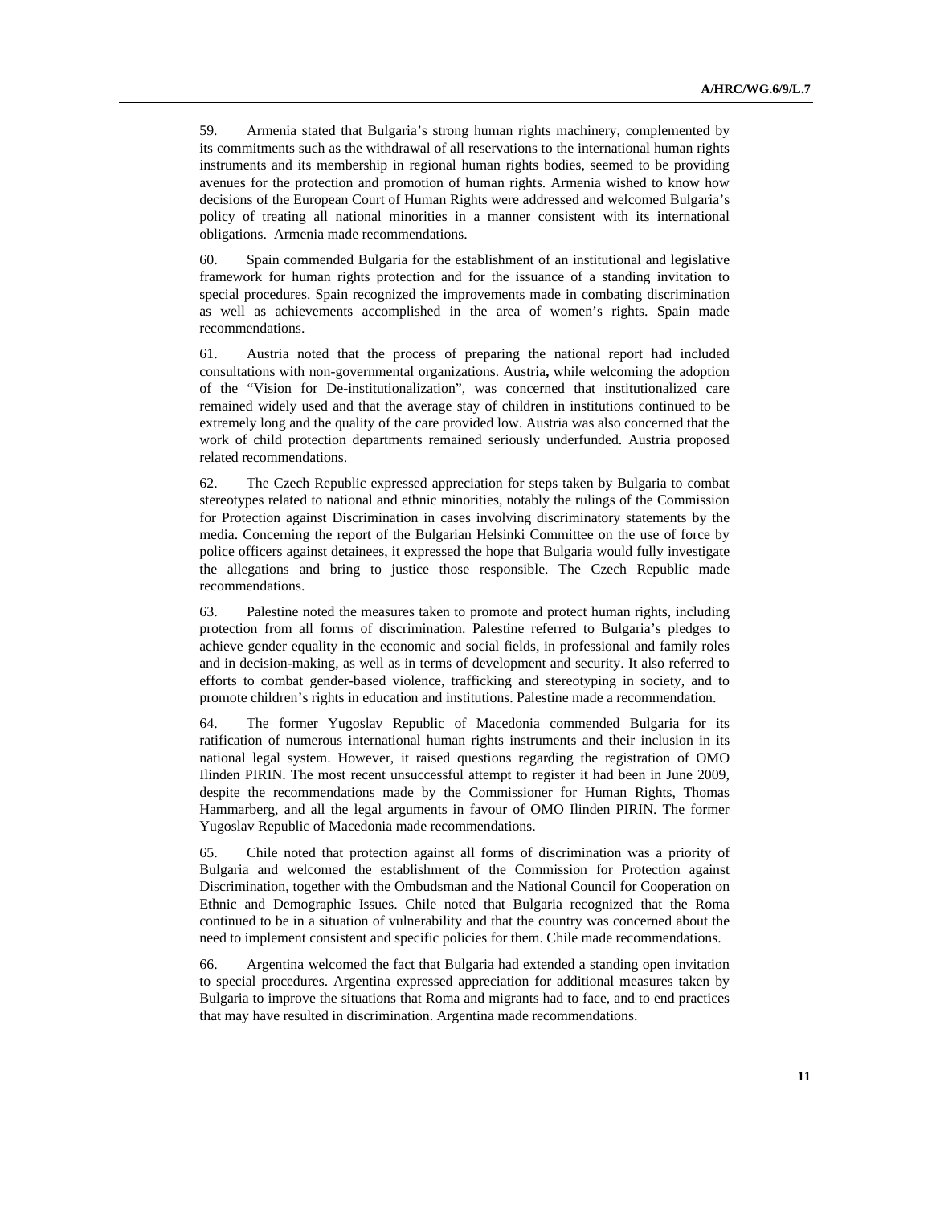59. Armenia stated that Bulgaria's strong human rights machinery, complemented by its commitments such as the withdrawal of all reservations to the international human rights instruments and its membership in regional human rights bodies, seemed to be providing avenues for the protection and promotion of human rights. Armenia wished to know how decisions of the European Court of Human Rights were addressed and welcomed Bulgaria's policy of treating all national minorities in a manner consistent with its international obligations. Armenia made recommendations.

60. Spain commended Bulgaria for the establishment of an institutional and legislative framework for human rights protection and for the issuance of a standing invitation to special procedures. Spain recognized the improvements made in combating discrimination as well as achievements accomplished in the area of women's rights. Spain made recommendations.

61. Austria noted that the process of preparing the national report had included consultations with non-governmental organizations. Austria**,** while welcoming the adoption of the "Vision for De-institutionalization", was concerned that institutionalized care remained widely used and that the average stay of children in institutions continued to be extremely long and the quality of the care provided low. Austria was also concerned that the work of child protection departments remained seriously underfunded. Austria proposed related recommendations.

62. The Czech Republic expressed appreciation for steps taken by Bulgaria to combat stereotypes related to national and ethnic minorities, notably the rulings of the Commission for Protection against Discrimination in cases involving discriminatory statements by the media. Concerning the report of the Bulgarian Helsinki Committee on the use of force by police officers against detainees, it expressed the hope that Bulgaria would fully investigate the allegations and bring to justice those responsible. The Czech Republic made recommendations.

63. Palestine noted the measures taken to promote and protect human rights, including protection from all forms of discrimination. Palestine referred to Bulgaria's pledges to achieve gender equality in the economic and social fields, in professional and family roles and in decision-making, as well as in terms of development and security. It also referred to efforts to combat gender-based violence, trafficking and stereotyping in society, and to promote children's rights in education and institutions. Palestine made a recommendation.

64. The former Yugoslav Republic of Macedonia commended Bulgaria for its ratification of numerous international human rights instruments and their inclusion in its national legal system. However, it raised questions regarding the registration of OMO Ilinden PIRIN. The most recent unsuccessful attempt to register it had been in June 2009, despite the recommendations made by the Commissioner for Human Rights, Thomas Hammarberg, and all the legal arguments in favour of OMO Ilinden PIRIN. The former Yugoslav Republic of Macedonia made recommendations.

65. Chile noted that protection against all forms of discrimination was a priority of Bulgaria and welcomed the establishment of the Commission for Protection against Discrimination, together with the Ombudsman and the National Council for Cooperation on Ethnic and Demographic Issues. Chile noted that Bulgaria recognized that the Roma continued to be in a situation of vulnerability and that the country was concerned about the need to implement consistent and specific policies for them. Chile made recommendations.

66. Argentina welcomed the fact that Bulgaria had extended a standing open invitation to special procedures. Argentina expressed appreciation for additional measures taken by Bulgaria to improve the situations that Roma and migrants had to face, and to end practices that may have resulted in discrimination. Argentina made recommendations.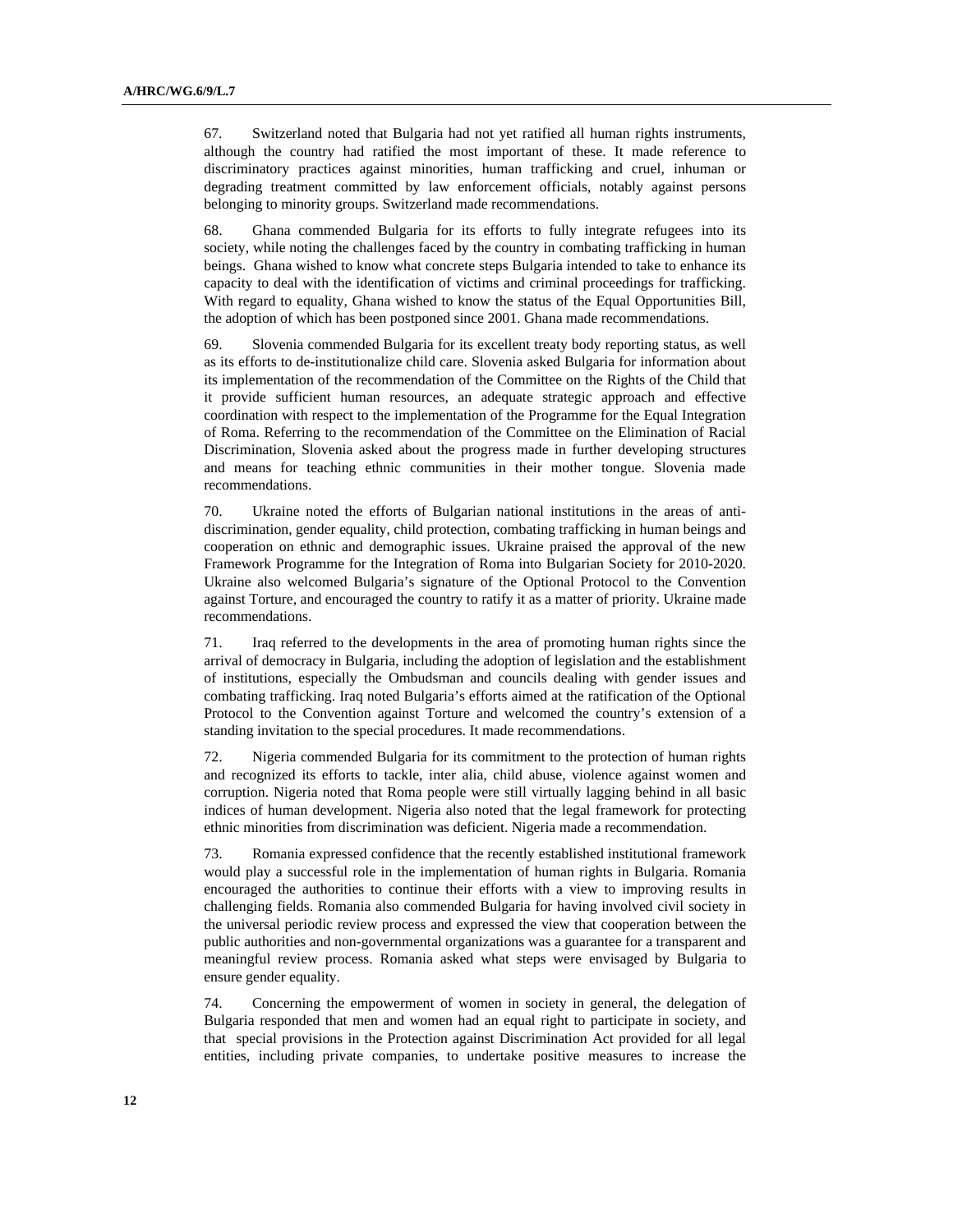67. Switzerland noted that Bulgaria had not yet ratified all human rights instruments, although the country had ratified the most important of these. It made reference to discriminatory practices against minorities, human trafficking and cruel, inhuman or degrading treatment committed by law enforcement officials, notably against persons belonging to minority groups. Switzerland made recommendations.

68. Ghana commended Bulgaria for its efforts to fully integrate refugees into its society, while noting the challenges faced by the country in combating trafficking in human beings. Ghana wished to know what concrete steps Bulgaria intended to take to enhance its capacity to deal with the identification of victims and criminal proceedings for trafficking. With regard to equality, Ghana wished to know the status of the Equal Opportunities Bill, the adoption of which has been postponed since 2001. Ghana made recommendations.

69. Slovenia commended Bulgaria for its excellent treaty body reporting status, as well as its efforts to de-institutionalize child care. Slovenia asked Bulgaria for information about its implementation of the recommendation of the Committee on the Rights of the Child that it provide sufficient human resources, an adequate strategic approach and effective coordination with respect to the implementation of the Programme for the Equal Integration of Roma. Referring to the recommendation of the Committee on the Elimination of Racial Discrimination, Slovenia asked about the progress made in further developing structures and means for teaching ethnic communities in their mother tongue. Slovenia made recommendations.

70. Ukraine noted the efforts of Bulgarian national institutions in the areas of anti-discrimination, gender equality, child protection, combating trafficking in human beings and cooperation on ethnic and demographic issues. Ukraine praised the approval of the new Framework Programme for the Integration of Roma into Bulgarian Society for 2010-2020. Ukraine also welcomed Bulgaria's signature of the Optional Protocol to the Convention against Torture, and encouraged the country to ratify it as a matter of priority. Ukraine made recommendations.

71. Iraq referred to the developments in the area of promoting human rights since the arrival of democracy in Bulgaria, including the adoption of legislation and the establishment of institutions, especially the Ombudsman and councils dealing with gender issues and combating trafficking. Iraq noted Bulgaria's efforts aimed at the ratification of the Optional Protocol to the Convention against Torture and welcomed the country's extension of a standing invitation to the special procedures. It made recommendations.

72. Nigeria commended Bulgaria for its commitment to the protection of human rights and recognized its efforts to tackle, inter alia, child abuse, violence against women and corruption. Nigeria noted that Roma people were still virtually lagging behind in all basic indices of human development. Nigeria also noted that the legal framework for protecting ethnic minorities from discrimination was deficient. Nigeria made a recommendation.

73. Romania expressed confidence that the recently established institutional framework would play a successful role in the implementation of human rights in Bulgaria. Romania encouraged the authorities to continue their efforts with a view to improving results in challenging fields. Romania also commended Bulgaria for having involved civil society in the universal periodic review process and expressed the view that cooperation between the public authorities and non-governmental organizations was a guarantee for a transparent and meaningful review process. Romania asked what steps were envisaged by Bulgaria to ensure gender equality.

74. Concerning the empowerment of women in society in general, the delegation of Bulgaria responded that men and women had an equal right to participate in society, and that special provisions in the Protection against Discrimination Act provided for all legal entities, including private companies, to undertake positive measures to increase the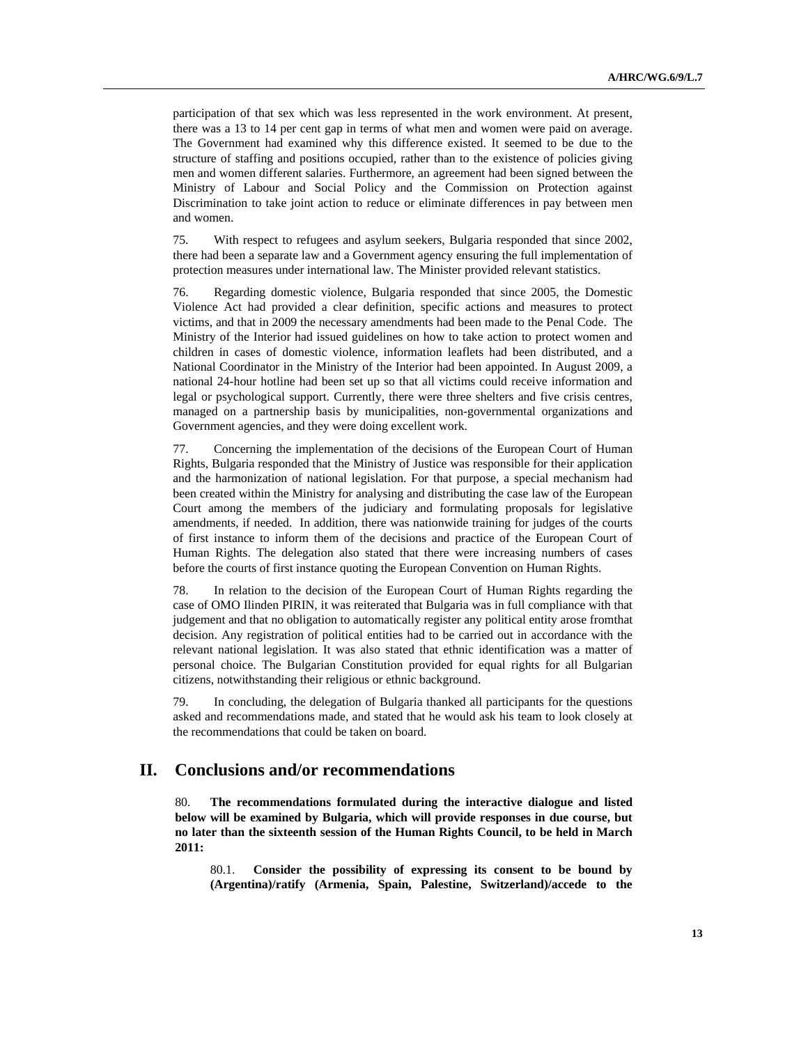participation of that sex which was less represented in the work environment. At present, there was a 13 to 14 per cent gap in terms of what men and women were paid on average. The Government had examined why this difference existed. It seemed to be due to the structure of staffing and positions occupied, rather than to the existence of policies giving men and women different salaries. Furthermore, an agreement had been signed between the Ministry of Labour and Social Policy and the Commission on Protection against Discrimination to take joint action to reduce or eliminate differences in pay between men and women.

75. With respect to refugees and asylum seekers, Bulgaria responded that since 2002, there had been a separate law and a Government agency ensuring the full implementation of protection measures under international law. The Minister provided relevant statistics.

76. Regarding domestic violence, Bulgaria responded that since 2005, the Domestic Violence Act had provided a clear definition, specific actions and measures to protect victims, and that in 2009 the necessary amendments had been made to the Penal Code. The Ministry of the Interior had issued guidelines on how to take action to protect women and children in cases of domestic violence, information leaflets had been distributed, and a National Coordinator in the Ministry of the Interior had been appointed. In August 2009, a national 24-hour hotline had been set up so that all victims could receive information and legal or psychological support. Currently, there were three shelters and five crisis centres, managed on a partnership basis by municipalities, non-governmental organizations and Government agencies, and they were doing excellent work.

77. Concerning the implementation of the decisions of the European Court of Human Rights, Bulgaria responded that the Ministry of Justice was responsible for their application and the harmonization of national legislation. For that purpose, a special mechanism had been created within the Ministry for analysing and distributing the case law of the European Court among the members of the judiciary and formulating proposals for legislative amendments, if needed. In addition, there was nationwide training for judges of the courts of first instance to inform them of the decisions and practice of the European Court of Human Rights. The delegation also stated that there were increasing numbers of cases before the courts of first instance quoting the European Convention on Human Rights.

78. In relation to the decision of the European Court of Human Rights regarding the case of OMO Ilinden PIRIN, it was reiterated that Bulgaria was in full compliance with that judgement and that no obligation to automatically register any political entity arose fromthat decision. Any registration of political entities had to be carried out in accordance with the relevant national legislation. It was also stated that ethnic identification was a matter of personal choice. The Bulgarian Constitution provided for equal rights for all Bulgarian citizens, notwithstanding their religious or ethnic background.

79. In concluding, the delegation of Bulgaria thanked all participants for the questions asked and recommendations made, and stated that he would ask his team to look closely at the recommendations that could be taken on board.

## II. Conclusions and/or recommendations

80. **The recommendations formulated during the interactive dialogue and listed below will be examined by Bulgaria, which will provide responses in due course, but no later than the sixteenth session of the Human Rights Council, to be held in March 2011:**

80.1. **Consider the possibility of expressing its consent to be bound by (Argentina)/ratify (Armenia, Spain, Palestine, Switzerland)/accede to the**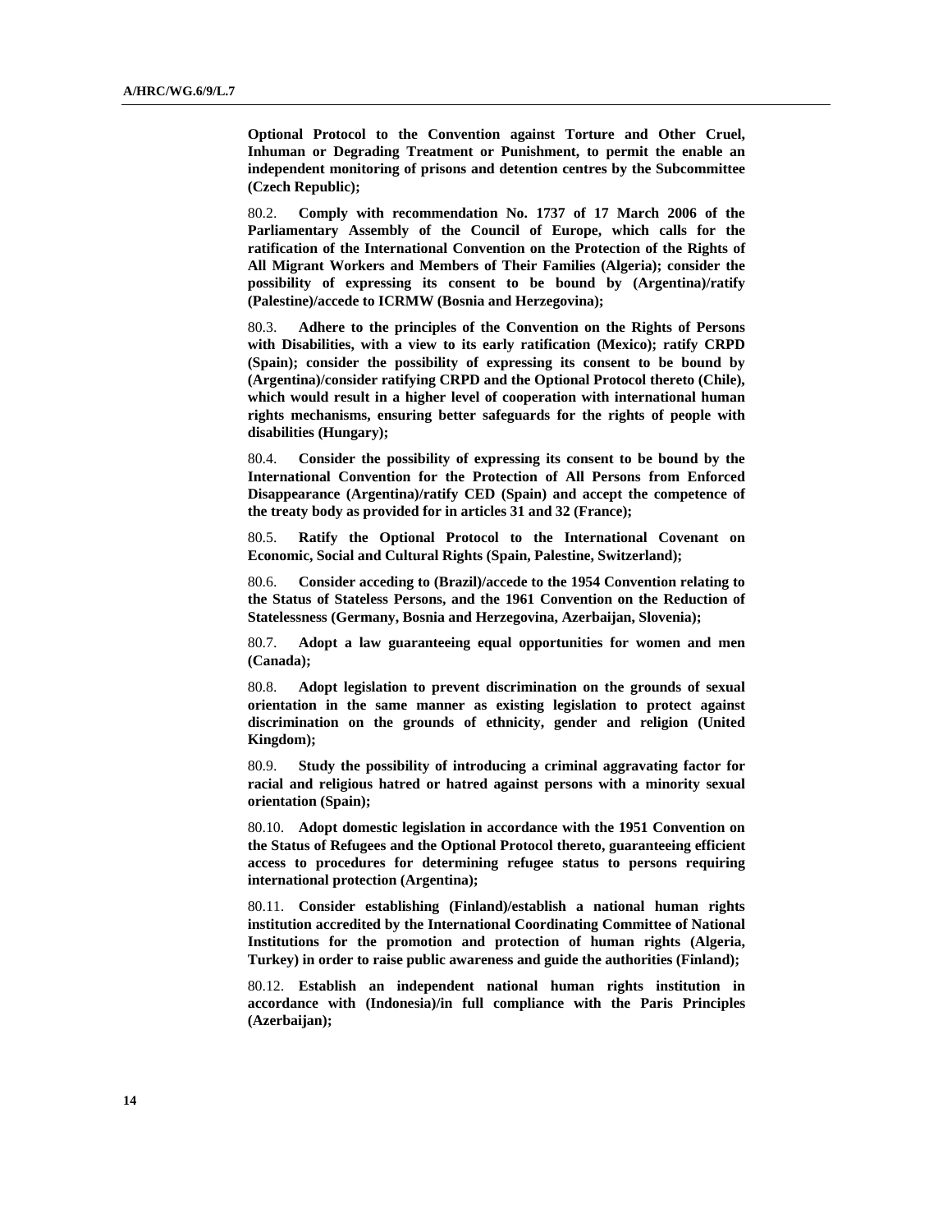**Optional Protocol to the Convention against Torture and Other Cruel, Inhuman or Degrading Treatment or Punishment, to permit the enable an independent monitoring of prisons and detention centres by the Subcommittee (Czech Republic);**

80.2. **Comply with recommendation No. 1737 of 17 March 2006 of the Parliamentary Assembly of the Council of Europe, which calls for the ratification of the International Convention on the Protection of the Rights of All Migrant Workers and Members of Their Families (Algeria); consider the possibility of expressing its consent to be bound by (Argentina)/ratify (Palestine)/accede to ICRMW (Bosnia and Herzegovina);**

80.3. **Adhere to the principles of the Convention on the Rights of Persons with Disabilities, with a view to its early ratification (Mexico); ratify CRPD (Spain); consider the possibility of expressing its consent to be bound by (Argentina)/consider ratifying CRPD and the Optional Protocol thereto (Chile), which would result in a higher level of cooperation with international human rights mechanisms, ensuring better safeguards for the rights of people with disabilities (Hungary);**

80.4. **Consider the possibility of expressing its consent to be bound by the International Convention for the Protection of All Persons from Enforced Disappearance (Argentina)/ratify CED (Spain) and accept the competence of the treaty body as provided for in articles 31 and 32 (France);**

80.5. **Ratify the Optional Protocol to the International Covenant on Economic, Social and Cultural Rights (Spain, Palestine, Switzerland);**

80.6. **Consider acceding to (Brazil)/accede to the 1954 Convention relating to the Status of Stateless Persons, and the 1961 Convention on the Reduction of Statelessness (Germany, Bosnia and Herzegovina, Azerbaijan, Slovenia);**

80.7. **Adopt a law guaranteeing equal opportunities for women and men (Canada);**

80.8. **Adopt legislation to prevent discrimination on the grounds of sexual orientation in the same manner as existing legislation to protect against discrimination on the grounds of ethnicity, gender and religion (United Kingdom);**

80.9. **Study the possibility of introducing a criminal aggravating factor for racial and religious hatred or hatred against persons with a minority sexual orientation (Spain);**

80.10. **Adopt domestic legislation in accordance with the 1951 Convention on the Status of Refugees and the Optional Protocol thereto, guaranteeing efficient access to procedures for determining refugee status to persons requiring international protection (Argentina);**

80.11. **Consider establishing (Finland)/establish a national human rights institution accredited by the International Coordinating Committee of National Institutions for the promotion and protection of human rights (Algeria, Turkey) in order to raise public awareness and guide the authorities (Finland);**

80.12. **Establish an independent national human rights institution in accordance with (Indonesia)/in full compliance with the Paris Principles (Azerbaijan);**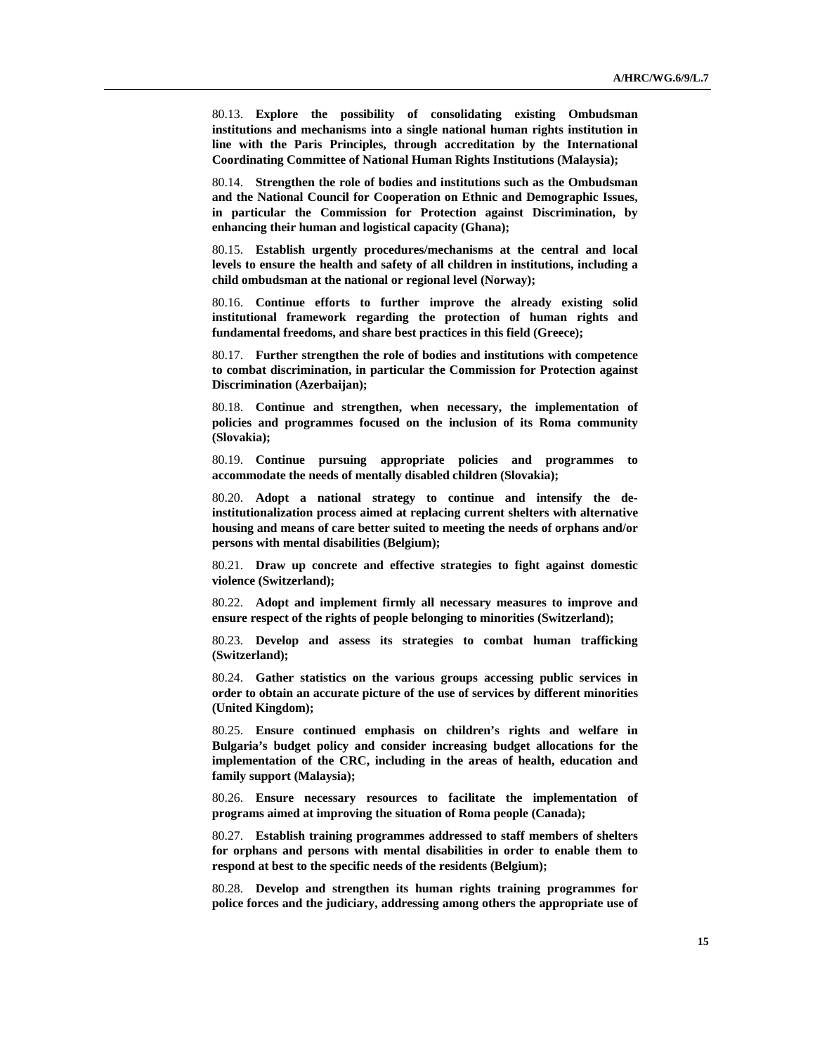80.13. **Explore the possibility of consolidating existing Ombudsman institutions and mechanisms into a single national human rights institution in line with the Paris Principles, through accreditation by the International Coordinating Committee of National Human Rights Institutions (Malaysia);**

80.14. **Strengthen the role of bodies and institutions such as the Ombudsman and the National Council for Cooperation on Ethnic and Demographic Issues, in particular the Commission for Protection against Discrimination, by enhancing their human and logistical capacity (Ghana);**

80.15. **Establish urgently procedures/mechanisms at the central and local levels to ensure the health and safety of all children in institutions, including a child ombudsman at the national or regional level (Norway);**

80.16. **Continue efforts to further improve the already existing solid institutional framework regarding the protection of human rights and fundamental freedoms, and share best practices in this field (Greece);**

80.17. **Further strengthen the role of bodies and institutions with competence to combat discrimination, in particular the Commission for Protection against Discrimination (Azerbaijan);**

80.18. **Continue and strengthen, when necessary, the implementation of policies and programmes focused on the inclusion of its Roma community (Slovakia);**

80.19. **Continue pursuing appropriate policies and programmes to accommodate the needs of mentally disabled children (Slovakia);**

80.20. **Adopt a national strategy to continue and intensify the de-institutionalization process aimed at replacing current shelters with alternative housing and means of care better suited to meeting the needs of orphans and/or persons with mental disabilities (Belgium);**

80.21. **Draw up concrete and effective strategies to fight against domestic violence (Switzerland);**

80.22. **Adopt and implement firmly all necessary measures to improve and ensure respect of the rights of people belonging to minorities (Switzerland);**

80.23. **Develop and assess its strategies to combat human trafficking (Switzerland);**

80.24. **Gather statistics on the various groups accessing public services in order to obtain an accurate picture of the use of services by different minorities (United Kingdom);**

80.25. **Ensure continued emphasis on children's rights and welfare in Bulgaria's budget policy and consider increasing budget allocations for the implementation of the CRC, including in the areas of health, education and family support (Malaysia);**

80.26. **Ensure necessary resources to facilitate the implementation of programs aimed at improving the situation of Roma people (Canada);**

80.27. **Establish training programmes addressed to staff members of shelters for orphans and persons with mental disabilities in order to enable them to respond at best to the specific needs of the residents (Belgium);**

80.28. **Develop and strengthen its human rights training programmes for police forces and the judiciary, addressing among others the appropriate use of**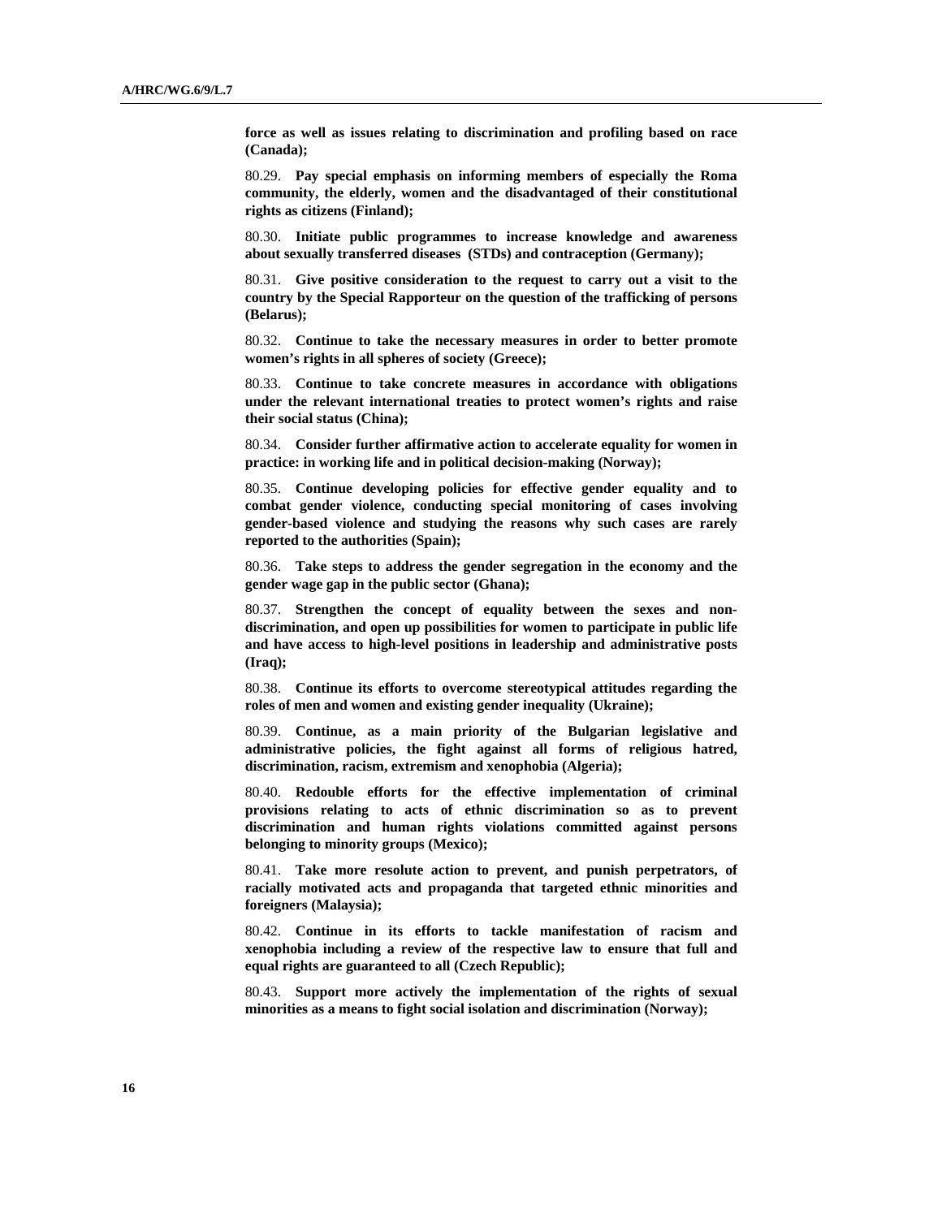**force as well as issues relating to discrimination and profiling based on race (Canada);**

80.29. **Pay special emphasis on informing members of especially the Roma community, the elderly, women and the disadvantaged of their constitutional rights as citizens (Finland);**

80.30. **Initiate public programmes to increase knowledge and awareness about sexually transferred diseases (STDs) and contraception (Germany);**

80.31. **Give positive consideration to the request to carry out a visit to the country by the Special Rapporteur on the question of the trafficking of persons (Belarus);**

80.32. **Continue to take the necessary measures in order to better promote women's rights in all spheres of society (Greece);**

80.33. **Continue to take concrete measures in accordance with obligations under the relevant international treaties to protect women's rights and raise their social status (China);**

80.34. **Consider further affirmative action to accelerate equality for women in practice: in working life and in political decision-making (Norway);**

80.35. **Continue developing policies for effective gender equality and to combat gender violence, conducting special monitoring of cases involving gender-based violence and studying the reasons why such cases are rarely reported to the authorities (Spain);**

80.36. **Take steps to address the gender segregation in the economy and the gender wage gap in the public sector (Ghana);**

80.37. **Strengthen the concept of equality between the sexes and non-discrimination, and open up possibilities for women to participate in public life and have access to high-level positions in leadership and administrative posts (Iraq);**

80.38. **Continue its efforts to overcome stereotypical attitudes regarding the roles of men and women and existing gender inequality (Ukraine);**

80.39. **Continue, as a main priority of the Bulgarian legislative and administrative policies, the fight against all forms of religious hatred, discrimination, racism, extremism and xenophobia (Algeria);**

80.40. **Redouble efforts for the effective implementation of criminal provisions relating to acts of ethnic discrimination so as to prevent discrimination and human rights violations committed against persons belonging to minority groups (Mexico);**

80.41. **Take more resolute action to prevent, and punish perpetrators, of racially motivated acts and propaganda that targeted ethnic minorities and foreigners (Malaysia);**

80.42. **Continue in its efforts to tackle manifestation of racism and xenophobia including a review of the respective law to ensure that full and equal rights are guaranteed to all (Czech Republic);**

80.43. **Support more actively the implementation of the rights of sexual minorities as a means to fight social isolation and discrimination (Norway);**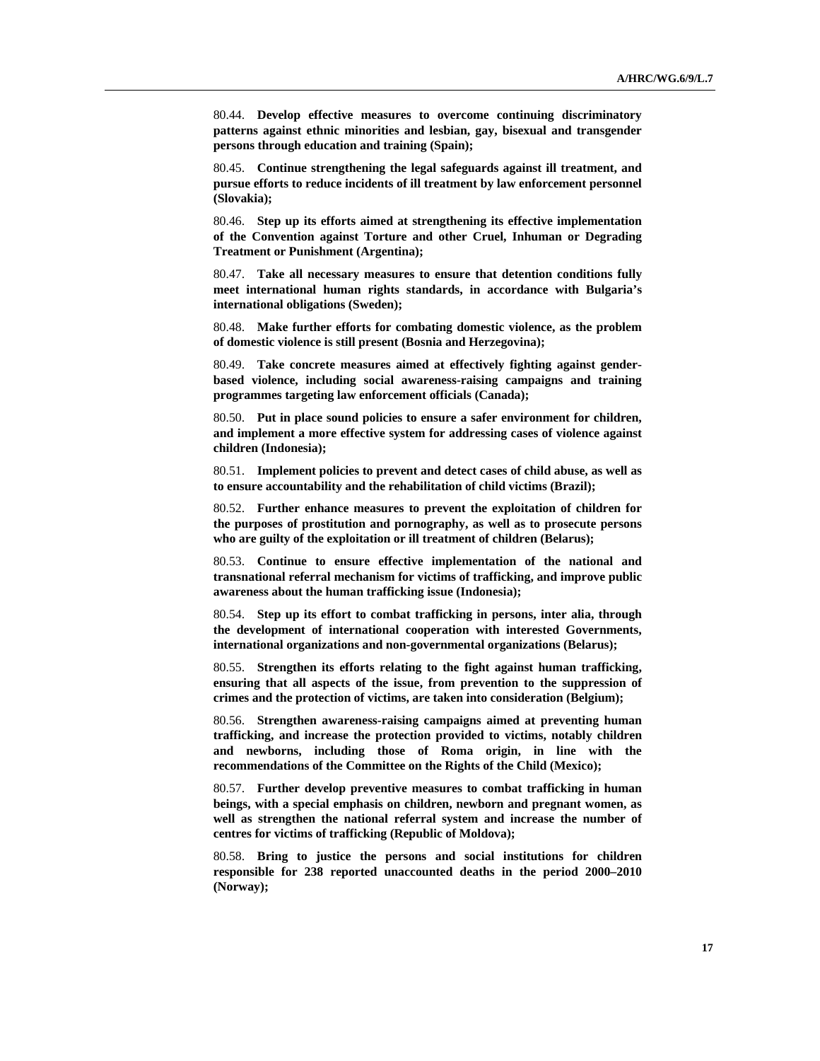80.44. **Develop effective measures to overcome continuing discriminatory patterns against ethnic minorities and lesbian, gay, bisexual and transgender persons through education and training (Spain);**

80.45. **Continue strengthening the legal safeguards against ill treatment, and pursue efforts to reduce incidents of ill treatment by law enforcement personnel (Slovakia);**

80.46. **Step up its efforts aimed at strengthening its effective implementation of the Convention against Torture and other Cruel, Inhuman or Degrading Treatment or Punishment (Argentina);**

80.47. **Take all necessary measures to ensure that detention conditions fully meet international human rights standards, in accordance with Bulgaria's international obligations (Sweden);**

80.48. **Make further efforts for combating domestic violence, as the problem of domestic violence is still present (Bosnia and Herzegovina);**

80.49. **Take concrete measures aimed at effectively fighting against gender-based violence, including social awareness-raising campaigns and training programmes targeting law enforcement officials (Canada);**

80.50. **Put in place sound policies to ensure a safer environment for children, and implement a more effective system for addressing cases of violence against children (Indonesia);**

80.51. **Implement policies to prevent and detect cases of child abuse, as well as to ensure accountability and the rehabilitation of child victims (Brazil);**

80.52. **Further enhance measures to prevent the exploitation of children for the purposes of prostitution and pornography, as well as to prosecute persons who are guilty of the exploitation or ill treatment of children (Belarus);**

80.53. **Continue to ensure effective implementation of the national and transnational referral mechanism for victims of trafficking, and improve public awareness about the human trafficking issue (Indonesia);**

80.54. **Step up its effort to combat trafficking in persons, inter alia, through the development of international cooperation with interested Governments, international organizations and non-governmental organizations (Belarus);**

80.55. **Strengthen its efforts relating to the fight against human trafficking, ensuring that all aspects of the issue, from prevention to the suppression of crimes and the protection of victims, are taken into consideration (Belgium);**

80.56. **Strengthen awareness-raising campaigns aimed at preventing human trafficking, and increase the protection provided to victims, notably children and newborns, including those of Roma origin, in line with the recommendations of the Committee on the Rights of the Child (Mexico);**

80.57. **Further develop preventive measures to combat trafficking in human beings, with a special emphasis on children, newborn and pregnant women, as well as strengthen the national referral system and increase the number of centres for victims of trafficking (Republic of Moldova);**

80.58. **Bring to justice the persons and social institutions for children responsible for 238 reported unaccounted deaths in the period 2000–2010 (Norway);**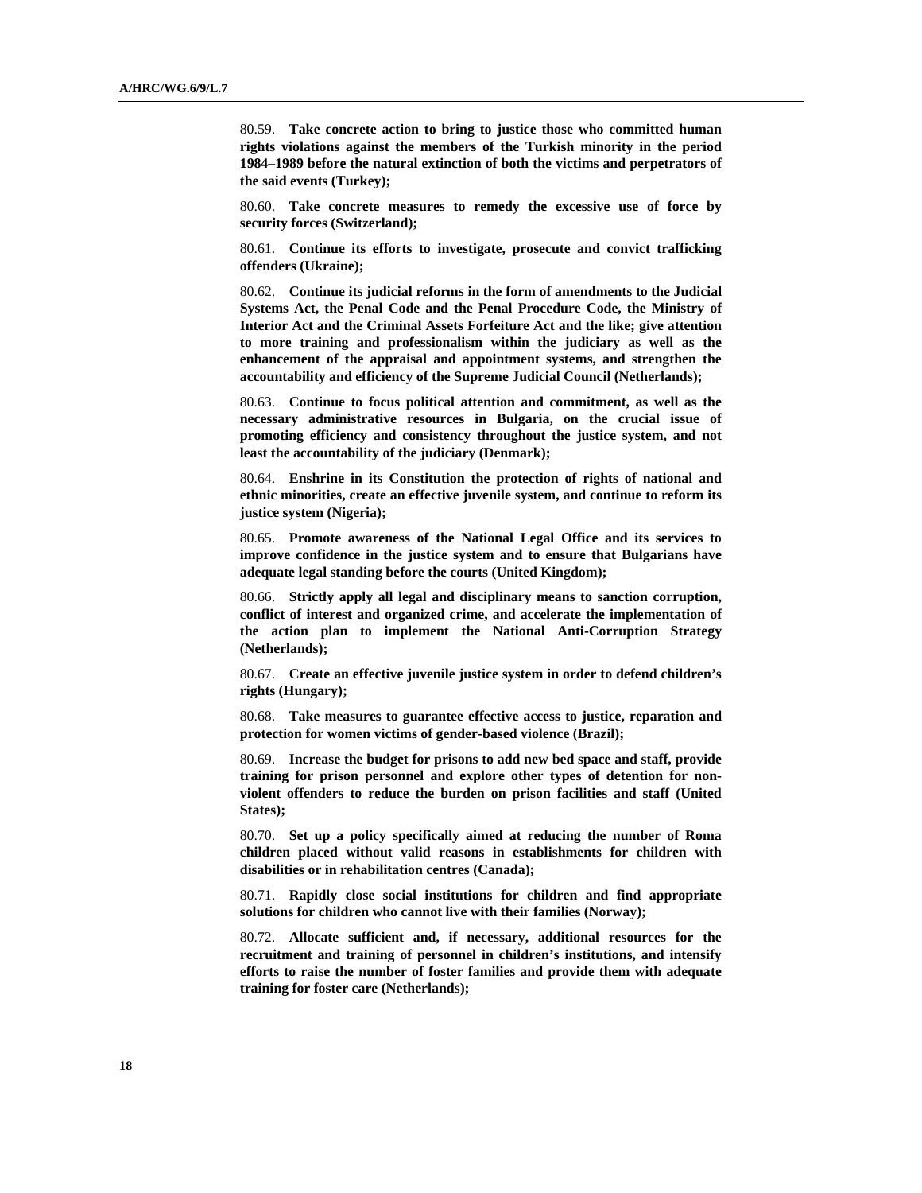80.59. **Take concrete action to bring to justice those who committed human rights violations against the members of the Turkish minority in the period 1984–1989 before the natural extinction of both the victims and perpetrators of the said events (Turkey);**

80.60. **Take concrete measures to remedy the excessive use of force by security forces (Switzerland);**

80.61. **Continue its efforts to investigate, prosecute and convict trafficking offenders (Ukraine);**

80.62. **Continue its judicial reforms in the form of amendments to the Judicial Systems Act, the Penal Code and the Penal Procedure Code, the Ministry of Interior Act and the Criminal Assets Forfeiture Act and the like; give attention to more training and professionalism within the judiciary as well as the enhancement of the appraisal and appointment systems, and strengthen the accountability and efficiency of the Supreme Judicial Council (Netherlands);**

80.63. **Continue to focus political attention and commitment, as well as the necessary administrative resources in Bulgaria, on the crucial issue of promoting efficiency and consistency throughout the justice system, and not least the accountability of the judiciary (Denmark);**

80.64. **Enshrine in its Constitution the protection of rights of national and ethnic minorities, create an effective juvenile system, and continue to reform its justice system (Nigeria);**

80.65. **Promote awareness of the National Legal Office and its services to improve confidence in the justice system and to ensure that Bulgarians have adequate legal standing before the courts (United Kingdom);**

80.66. **Strictly apply all legal and disciplinary means to sanction corruption, conflict of interest and organized crime, and accelerate the implementation of the action plan to implement the National Anti-Corruption Strategy (Netherlands);**

80.67. **Create an effective juvenile justice system in order to defend children's rights (Hungary);**

80.68. **Take measures to guarantee effective access to justice, reparation and protection for women victims of gender-based violence (Brazil);**

80.69. **Increase the budget for prisons to add new bed space and staff, provide training for prison personnel and explore other types of detention for non-violent offenders to reduce the burden on prison facilities and staff (United States);**

80.70. **Set up a policy specifically aimed at reducing the number of Roma children placed without valid reasons in establishments for children with disabilities or in rehabilitation centres (Canada);**

80.71. **Rapidly close social institutions for children and find appropriate solutions for children who cannot live with their families (Norway);**

80.72. **Allocate sufficient and, if necessary, additional resources for the recruitment and training of personnel in children's institutions, and intensify efforts to raise the number of foster families and provide them with adequate training for foster care (Netherlands);**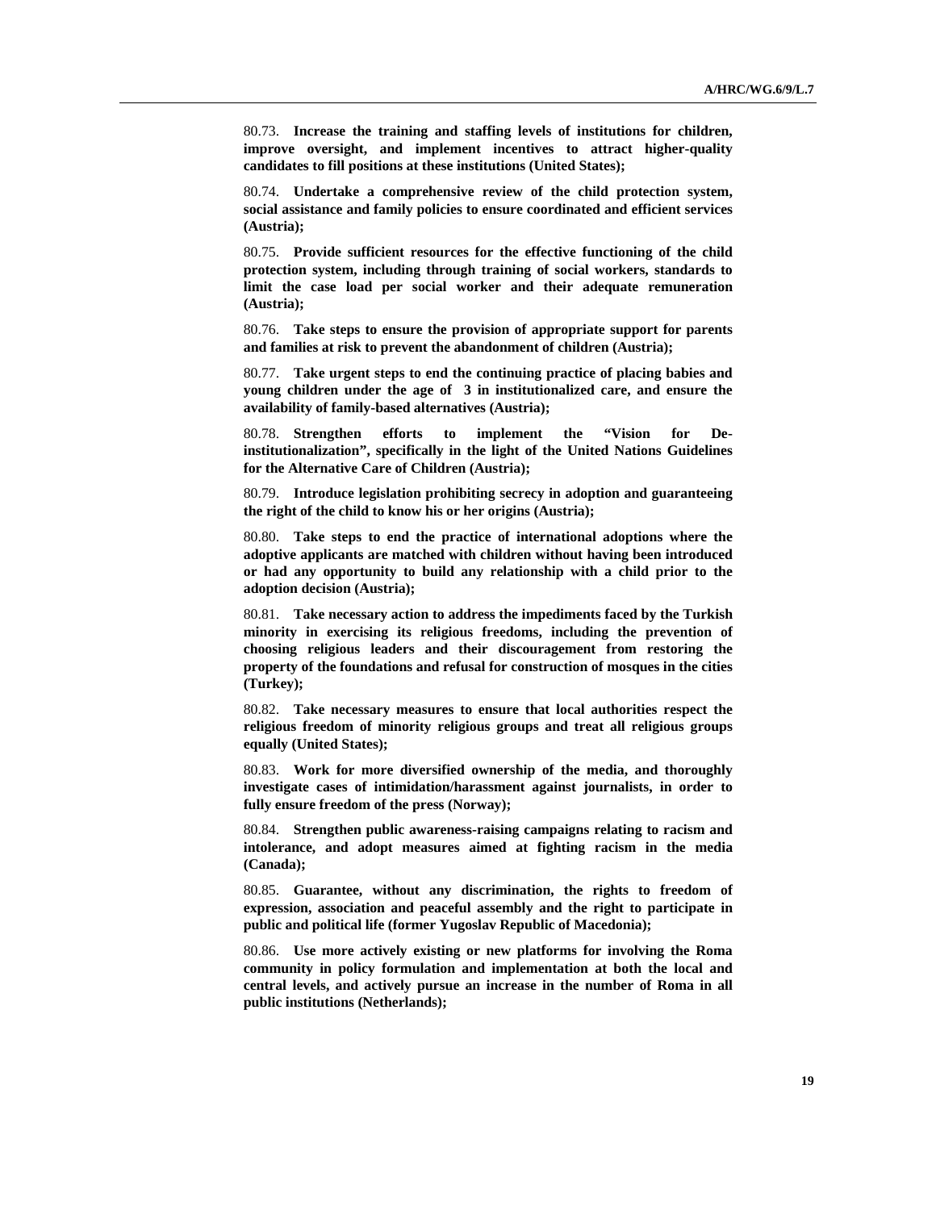80.73. **Increase the training and staffing levels of institutions for children, improve oversight, and implement incentives to attract higher-quality candidates to fill positions at these institutions (United States);**

80.74. **Undertake a comprehensive review of the child protection system, social assistance and family policies to ensure coordinated and efficient services (Austria);**

80.75. **Provide sufficient resources for the effective functioning of the child protection system, including through training of social workers, standards to limit the case load per social worker and their adequate remuneration (Austria);**

80.76. **Take steps to ensure the provision of appropriate support for parents and families at risk to prevent the abandonment of children (Austria);**

80.77. **Take urgent steps to end the continuing practice of placing babies and young children under the age of 3 in institutionalized care, and ensure the availability of family-based alternatives (Austria);**

80.78. **Strengthen efforts to implement the "Vision for De-institutionalization", specifically in the light of the United Nations Guidelines for the Alternative Care of Children (Austria);**

80.79. **Introduce legislation prohibiting secrecy in adoption and guaranteeing the right of the child to know his or her origins (Austria);**

80.80. **Take steps to end the practice of international adoptions where the adoptive applicants are matched with children without having been introduced or had any opportunity to build any relationship with a child prior to the adoption decision (Austria);**

80.81. **Take necessary action to address the impediments faced by the Turkish minority in exercising its religious freedoms, including the prevention of choosing religious leaders and their discouragement from restoring the property of the foundations and refusal for construction of mosques in the cities (Turkey);**

80.82. **Take necessary measures to ensure that local authorities respect the religious freedom of minority religious groups and treat all religious groups equally (United States);**

80.83. **Work for more diversified ownership of the media, and thoroughly investigate cases of intimidation/harassment against journalists, in order to fully ensure freedom of the press (Norway);**

80.84. **Strengthen public awareness-raising campaigns relating to racism and intolerance, and adopt measures aimed at fighting racism in the media (Canada);**

80.85. **Guarantee, without any discrimination, the rights to freedom of expression, association and peaceful assembly and the right to participate in public and political life (former Yugoslav Republic of Macedonia);**

80.86. **Use more actively existing or new platforms for involving the Roma community in policy formulation and implementation at both the local and central levels, and actively pursue an increase in the number of Roma in all public institutions (Netherlands);**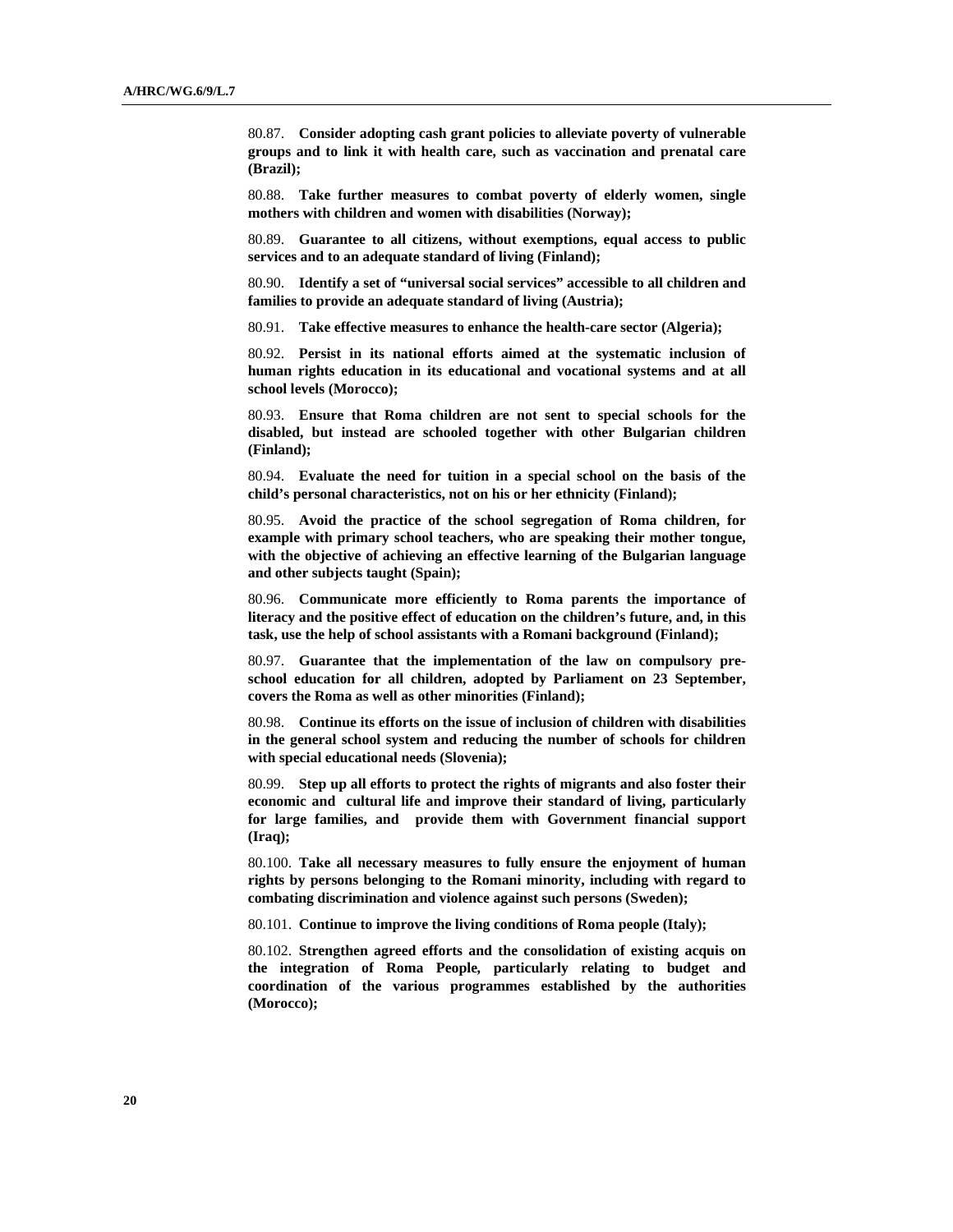80.87. **Consider adopting cash grant policies to alleviate poverty of vulnerable groups and to link it with health care, such as vaccination and prenatal care (Brazil);**

80.88. **Take further measures to combat poverty of elderly women, single mothers with children and women with disabilities (Norway);**

80.89. **Guarantee to all citizens, without exemptions, equal access to public services and to an adequate standard of living (Finland);**

80.90. **Identify a set of "universal social services" accessible to all children and families to provide an adequate standard of living (Austria);**

80.91. **Take effective measures to enhance the health-care sector (Algeria);**

80.92. **Persist in its national efforts aimed at the systematic inclusion of human rights education in its educational and vocational systems and at all school levels (Morocco);**

80.93. **Ensure that Roma children are not sent to special schools for the disabled, but instead are schooled together with other Bulgarian children (Finland);**

80.94. **Evaluate the need for tuition in a special school on the basis of the child's personal characteristics, not on his or her ethnicity (Finland);**

80.95. **Avoid the practice of the school segregation of Roma children, for example with primary school teachers, who are speaking their mother tongue, with the objective of achieving an effective learning of the Bulgarian language and other subjects taught (Spain);**

80.96. **Communicate more efficiently to Roma parents the importance of literacy and the positive effect of education on the children's future, and, in this task, use the help of school assistants with a Romani background (Finland);**

80.97. **Guarantee that the implementation of the law on compulsory pre-school education for all children, adopted by Parliament on 23 September, covers the Roma as well as other minorities (Finland);**

80.98. **Continue its efforts on the issue of inclusion of children with disabilities in the general school system and reducing the number of schools for children with special educational needs (Slovenia);**

80.99. **Step up all efforts to protect the rights of migrants and also foster their economic and cultural life and improve their standard of living, particularly for large families, and provide them with Government financial support (Iraq);**

80.100. **Take all necessary measures to fully ensure the enjoyment of human rights by persons belonging to the Romani minority, including with regard to combating discrimination and violence against such persons (Sweden);**

80.101. **Continue to improve the living conditions of Roma people (Italy);**

80.102. **Strengthen agreed efforts and the consolidation of existing acquis on the integration of Roma People, particularly relating to budget and coordination of the various programmes established by the authorities (Morocco);**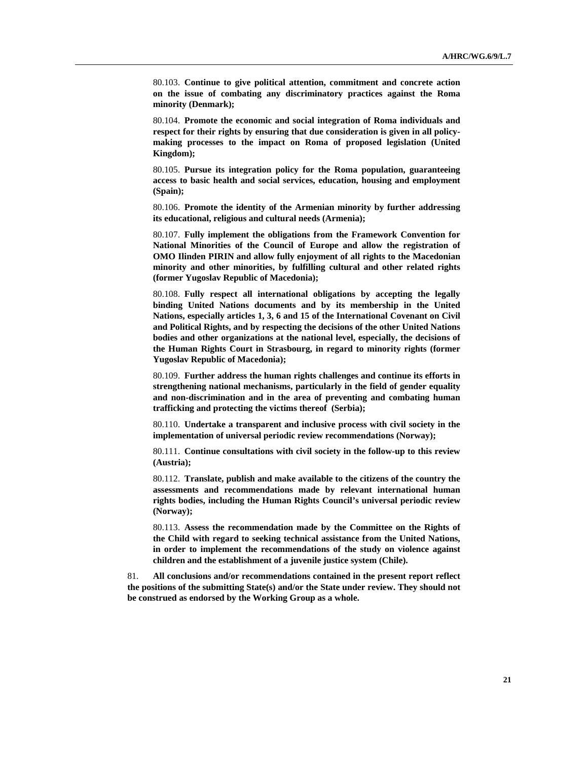80.103. **Continue to give political attention, commitment and concrete action on the issue of combating any discriminatory practices against the Roma minority (Denmark);**

80.104. **Promote the economic and social integration of Roma individuals and respect for their rights by ensuring that due consideration is given in all policy-making processes to the impact on Roma of proposed legislation (United Kingdom);**

80.105. **Pursue its integration policy for the Roma population, guaranteeing access to basic health and social services, education, housing and employment (Spain);**

80.106. **Promote the identity of the Armenian minority by further addressing its educational, religious and cultural needs (Armenia);**

80.107. **Fully implement the obligations from the Framework Convention for National Minorities of the Council of Europe and allow the registration of OMO Ilinden PIRIN and allow fully enjoyment of all rights to the Macedonian minority and other minorities, by fulfilling cultural and other related rights (former Yugoslav Republic of Macedonia);**

80.108. **Fully respect all international obligations by accepting the legally binding United Nations documents and by its membership in the United Nations, especially articles 1, 3, 6 and 15 of the International Covenant on Civil and Political Rights, and by respecting the decisions of the other United Nations bodies and other organizations at the national level, especially, the decisions of the Human Rights Court in Strasbourg, in regard to minority rights (former Yugoslav Republic of Macedonia);**

80.109. **Further address the human rights challenges and continue its efforts in strengthening national mechanisms, particularly in the field of gender equality and non-discrimination and in the area of preventing and combating human trafficking and protecting the victims thereof (Serbia);**

80.110. **Undertake a transparent and inclusive process with civil society in the implementation of universal periodic review recommendations (Norway);**

80.111. **Continue consultations with civil society in the follow-up to this review (Austria);**

80.112. **Translate, publish and make available to the citizens of the country the assessments and recommendations made by relevant international human rights bodies, including the Human Rights Council's universal periodic review (Norway);**

80.113. **Assess the recommendation made by the Committee on the Rights of the Child with regard to seeking technical assistance from the United Nations, in order to implement the recommendations of the study on violence against children and the establishment of a juvenile justice system (Chile).**

81. **All conclusions and/or recommendations contained in the present report reflect the positions of the submitting State(s) and/or the State under review. They should not be construed as endorsed by the Working Group as a whole.**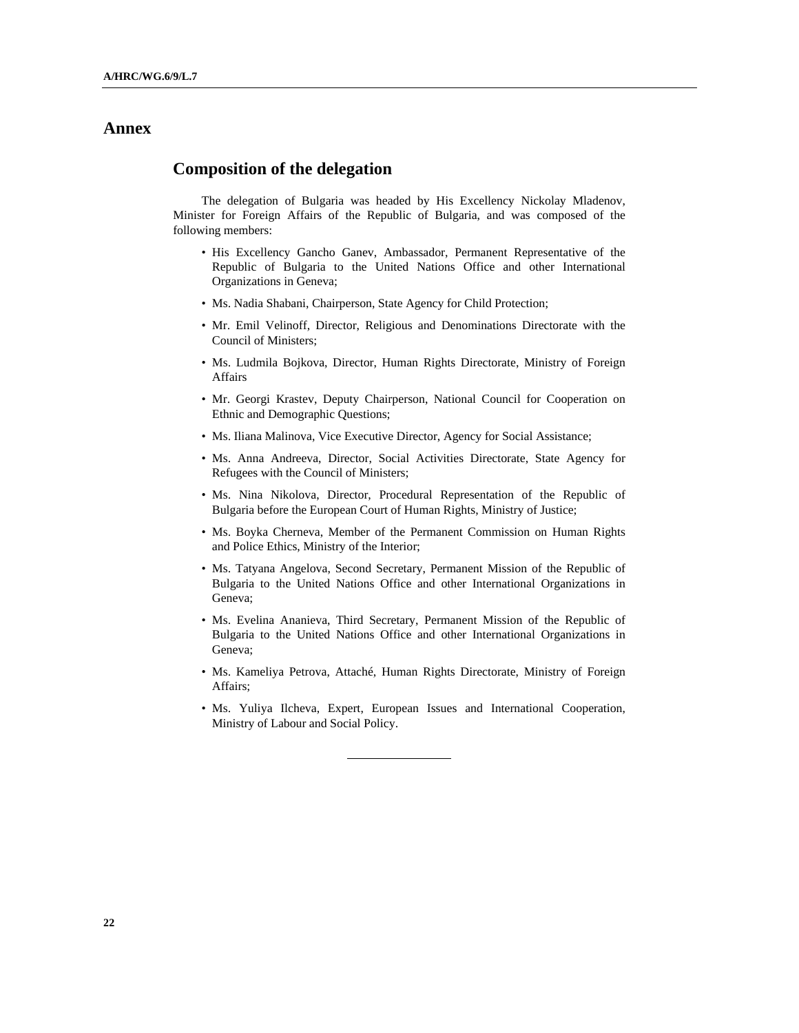# Annex

## Composition of the delegation

The delegation of Bulgaria was headed by His Excellency Nickolay Mladenov, Minister for Foreign Affairs of the Republic of Bulgaria, and was composed of the following members:

- His Excellency Gancho Ganev, Ambassador, Permanent Representative of the Republic of Bulgaria to the United Nations Office and other International Organizations in Geneva;
- Ms. Nadia Shabani, Chairperson, State Agency for Child Protection;
- Mr. Emil Velinoff, Director, Religious and Denominations Directorate with the Council of Ministers;
- Ms. Ludmila Bojkova, Director, Human Rights Directorate, Ministry of Foreign Affairs
- Mr. Georgi Krastev, Deputy Chairperson, National Council for Cooperation on Ethnic and Demographic Questions;
- Ms. Iliana Malinova, Vice Executive Director, Agency for Social Assistance;
- Ms. Anna Andreeva, Director, Social Activities Directorate, State Agency for Refugees with the Council of Ministers;
- Ms. Nina Nikolova, Director, Procedural Representation of the Republic of Bulgaria before the European Court of Human Rights, Ministry of Justice;
- Ms. Boyka Cherneva, Member of the Permanent Commission on Human Rights and Police Ethics, Ministry of the Interior;
- Ms. Tatyana Angelova, Second Secretary, Permanent Mission of the Republic of Bulgaria to the United Nations Office and other International Organizations in Geneva;
- Ms. Evelina Ananieva, Third Secretary, Permanent Mission of the Republic of Bulgaria to the United Nations Office and other International Organizations in Geneva;
- Ms. Kameliya Petrova, Attaché, Human Rights Directorate, Ministry of Foreign Affairs;
- Ms. Yuliya Ilcheva, Expert, European Issues and International Cooperation, Ministry of Labour and Social Policy.